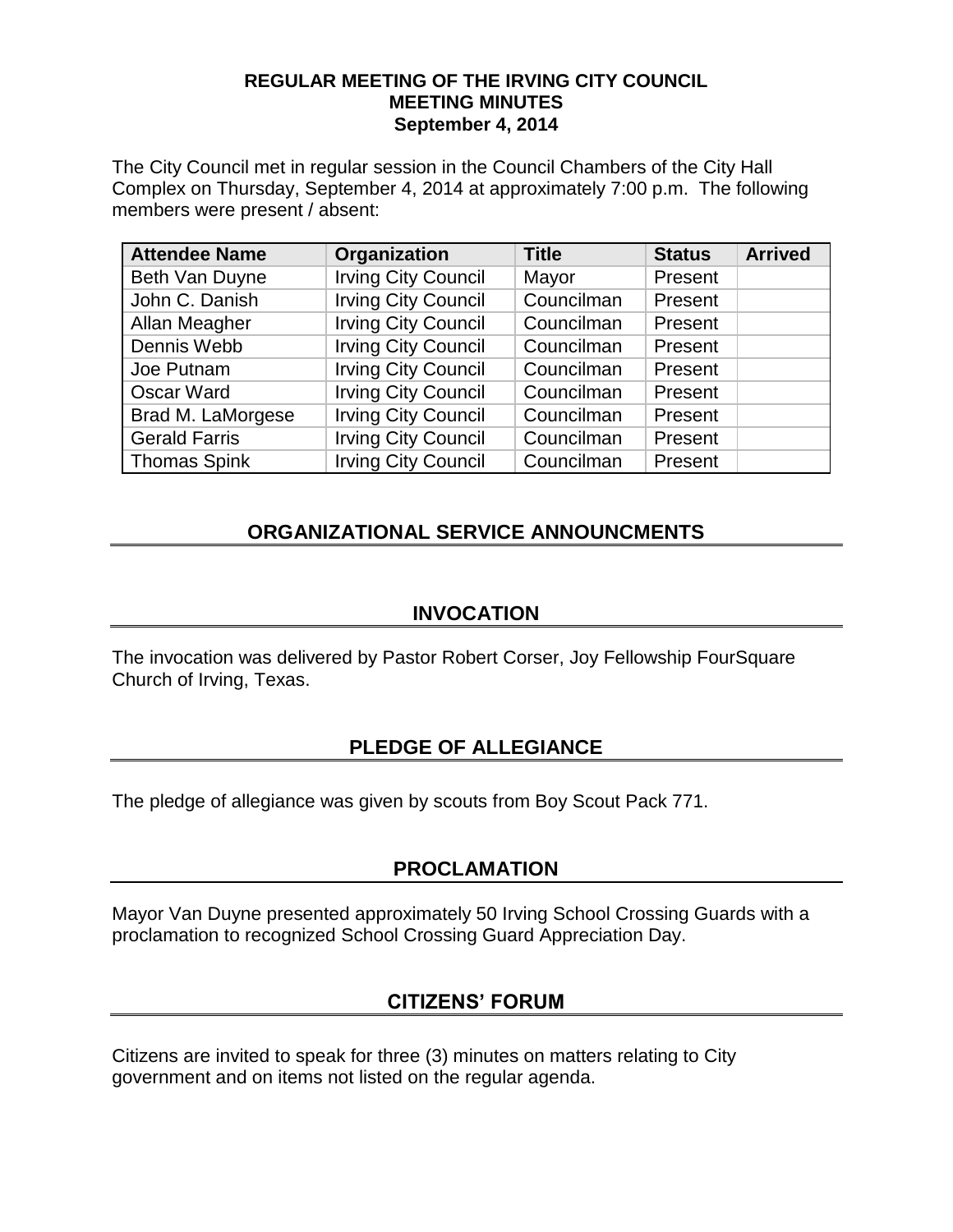# REGULAR MEETING OF THE IRVING CITY COUNCIL
# MEETING MINUTES
# September 4, 2014

The City Council met in regular session in the Council Chambers of the City Hall Complex on Thursday, September 4, 2014 at approximately 7:00 p.m. The following members were present / absent:

| Attendee Name | Organization | Title | Status | Arrived |
|---|---|---|---|---|
| Beth Van Duyne | Irving City Council | Mayor | Present | |
| John C. Danish | Irving City Council | Councilman | Present | |
| Allan Meagher | Irving City Council | Councilman | Present | |
| Dennis Webb | Irving City Council | Councilman | Present | |
| Joe Putnam | Irving City Council | Councilman | Present | |
| Oscar Ward | Irving City Council | Councilman | Present | |
| Brad M. LaMorgese | Irving City Council | Councilman | Present | |
| Gerald Farris | Irving City Council | Councilman | Present | |
| Thomas Spink | Irving City Council | Councilman | Present | |

## ORGANIZATIONAL SERVICE ANNOUNCMENTS

## INVOCATION

The invocation was delivered by Pastor Robert Corser, Joy Fellowship FourSquare Church of Irving, Texas.

## PLEDGE OF ALLEGIANCE

The pledge of allegiance was given by scouts from Boy Scout Pack 771.

## PROCLAMATION

Mayor Van Duyne presented approximately 50 Irving School Crossing Guards with a proclamation to recognized School Crossing Guard Appreciation Day.

## CITIZENS' FORUM

Citizens are invited to speak for three (3) minutes on matters relating to City government and on items not listed on the regular agenda.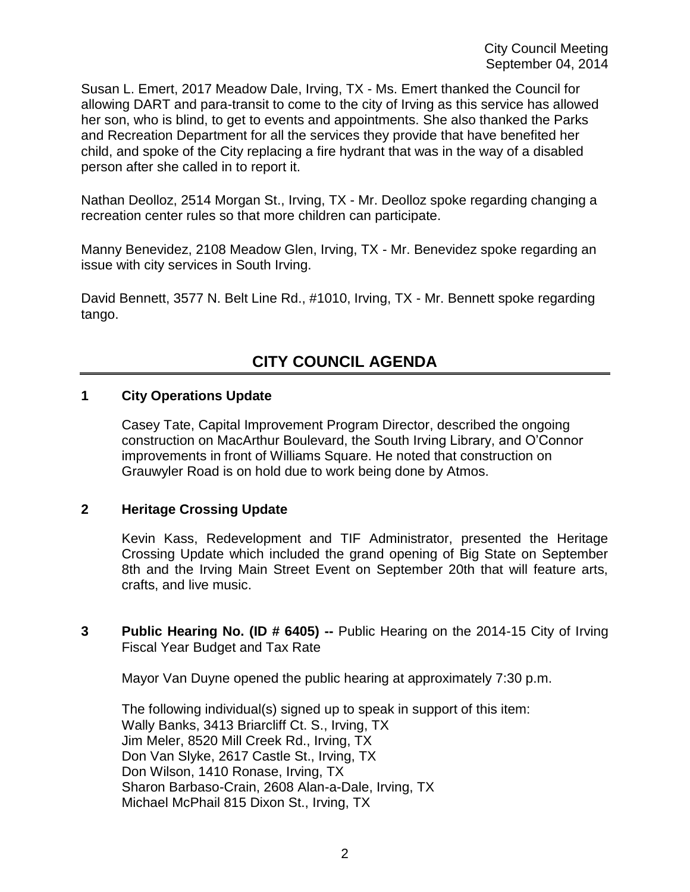Susan L. Emert, 2017 Meadow Dale, Irving, TX - Ms. Emert thanked the Council for allowing DART and para-transit to come to the city of Irving as this service has allowed her son, who is blind, to get to events and appointments. She also thanked the Parks and Recreation Department for all the services they provide that have benefited her child, and spoke of the City replacing a fire hydrant that was in the way of a disabled person after she called in to report it.

Nathan Deolloz, 2514 Morgan St., Irving, TX - Mr. Deolloz spoke regarding changing a recreation center rules so that more children can participate.

Manny Benevidez, 2108 Meadow Glen, Irving, TX - Mr. Benevidez spoke regarding an issue with city services in South Irving.

David Bennett, 3577 N. Belt Line Rd., #1010, Irving, TX - Mr. Bennett spoke regarding tango.

## CITY COUNCIL AGENDA

**1 City Operations Update**

Casey Tate, Capital Improvement Program Director, described the ongoing construction on MacArthur Boulevard, the South Irving Library, and O'Connor improvements in front of Williams Square. He noted that construction on Grauwyler Road is on hold due to work being done by Atmos.

**2 Heritage Crossing Update**

Kevin Kass, Redevelopment and TIF Administrator, presented the Heritage Crossing Update which included the grand opening of Big State on September 8th and the Irving Main Street Event on September 20th that will feature arts, crafts, and live music.

**3 Public Hearing No. (ID # 6405) --** Public Hearing on the 2014-15 City of Irving Fiscal Year Budget and Tax Rate

Mayor Van Duyne opened the public hearing at approximately 7:30 p.m.

The following individual(s) signed up to speak in support of this item:
Wally Banks, 3413 Briarcliff Ct. S., Irving, TX
Jim Meler, 8520 Mill Creek Rd., Irving, TX
Don Van Slyke, 2617 Castle St., Irving, TX
Don Wilson, 1410 Ronase, Irving, TX
Sharon Barbaso-Crain, 2608 Alan-a-Dale, Irving, TX
Michael McPhail 815 Dixon St., Irving, TX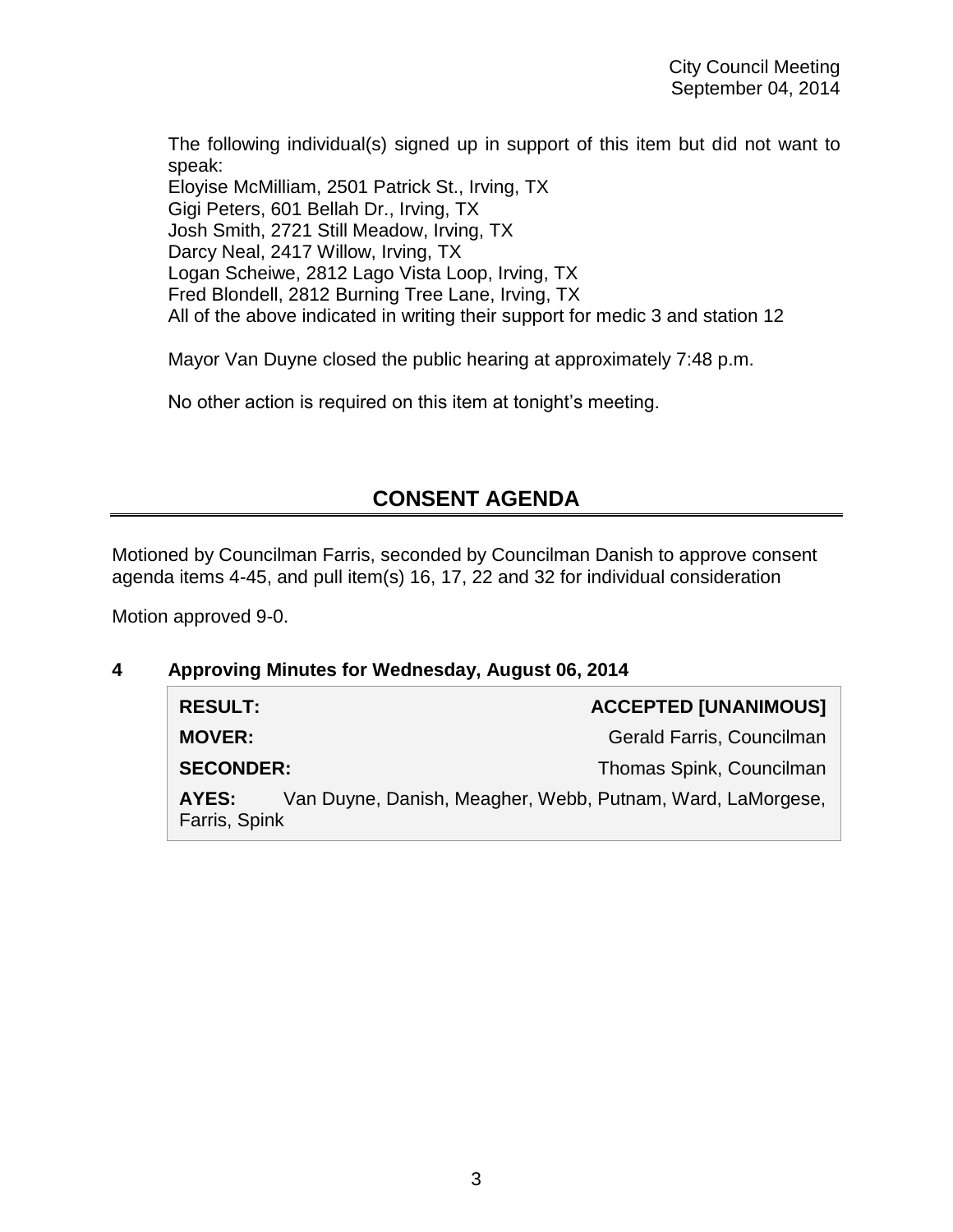The following individual(s) signed up in support of this item but did not want to speak:
Eloyise McMilliam, 2501 Patrick St., Irving, TX
Gigi Peters, 601 Bellah Dr., Irving, TX
Josh Smith, 2721 Still Meadow, Irving, TX
Darcy Neal, 2417 Willow, Irving, TX
Logan Scheiwe, 2812 Lago Vista Loop, Irving, TX
Fred Blondell, 2812 Burning Tree Lane, Irving, TX
All of the above indicated in writing their support for medic 3 and station 12

Mayor Van Duyne closed the public hearing at approximately 7:48 p.m.

No other action is required on this item at tonight's meeting.

## CONSENT AGENDA

Motioned by Councilman Farris, seconded by Councilman Danish to approve consent agenda items 4-45, and pull item(s) 16, 17, 22 and 32 for individual consideration

Motion approved 9-0.

### 4 Approving Minutes for Wednesday, August 06, 2014

| | |
|---|---|
| **RESULT:** | **ACCEPTED [UNANIMOUS]** |
| **MOVER:** | Gerald Farris, Councilman |
| **SECONDER:** | Thomas Spink, Councilman |
| **AYES:** | Van Duyne, Danish, Meagher, Webb, Putnam, Ward, LaMorgese, Farris, Spink |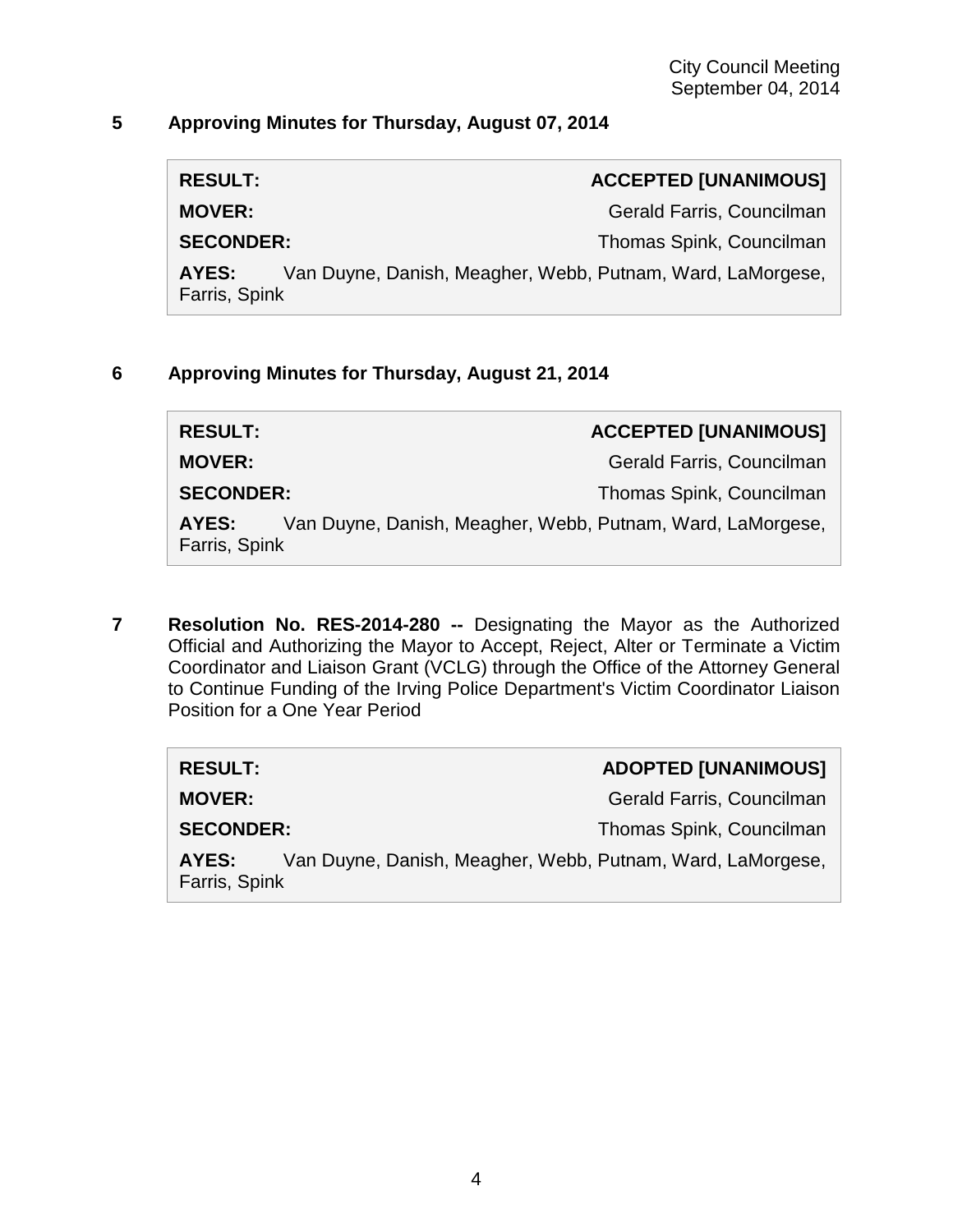## 5 Approving Minutes for Thursday, August 07, 2014

| | |
|---|---|
| **RESULT:** | **ACCEPTED [UNANIMOUS]** |
| **MOVER:** | Gerald Farris, Councilman |
| **SECONDER:** | Thomas Spink, Councilman |
| **AYES:** | Van Duyne, Danish, Meagher, Webb, Putnam, Ward, LaMorgese, Farris, Spink |

## 6 Approving Minutes for Thursday, August 21, 2014

| | |
|---|---|
| **RESULT:** | **ACCEPTED [UNANIMOUS]** |
| **MOVER:** | Gerald Farris, Councilman |
| **SECONDER:** | Thomas Spink, Councilman |
| **AYES:** | Van Duyne, Danish, Meagher, Webb, Putnam, Ward, LaMorgese, Farris, Spink |

## 7 **Resolution No. RES-2014-280 --** Designating the Mayor as the Authorized Official and Authorizing the Mayor to Accept, Reject, Alter or Terminate a Victim Coordinator and Liaison Grant (VCLG) through the Office of the Attorney General to Continue Funding of the Irving Police Department's Victim Coordinator Liaison Position for a One Year Period

| | |
|---|---|
| **RESULT:** | **ADOPTED [UNANIMOUS]** |
| **MOVER:** | Gerald Farris, Councilman |
| **SECONDER:** | Thomas Spink, Councilman |
| **AYES:** | Van Duyne, Danish, Meagher, Webb, Putnam, Ward, LaMorgese, Farris, Spink |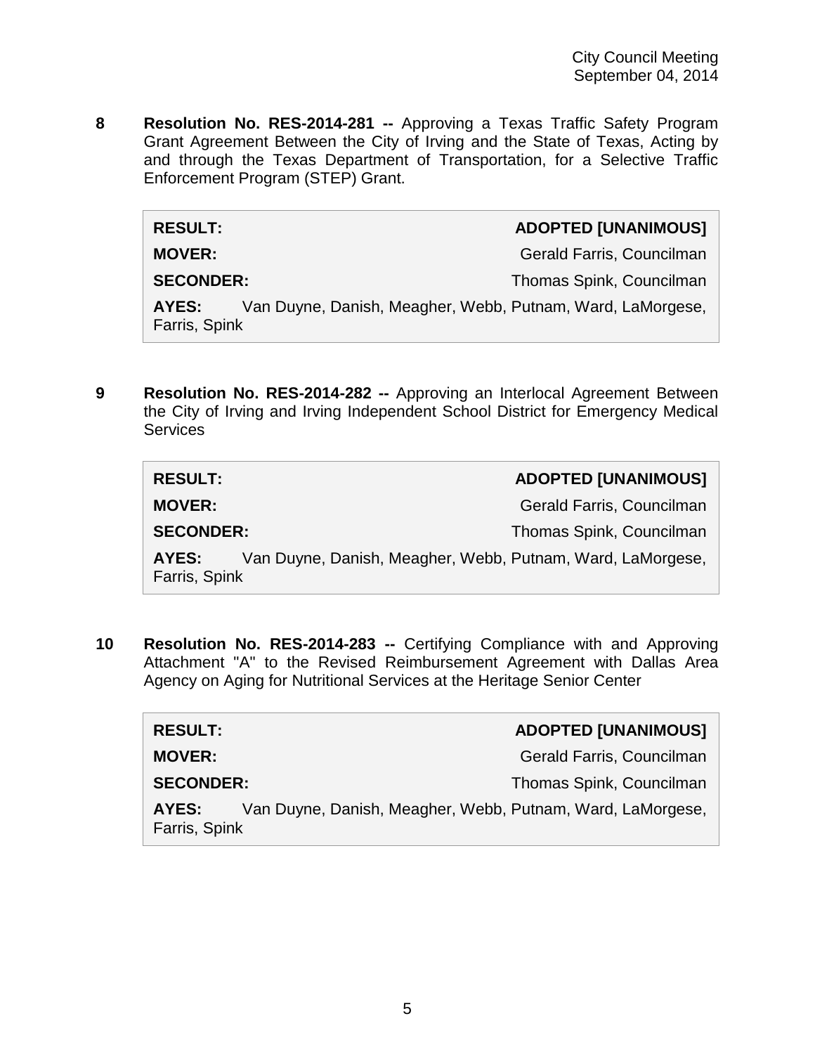**8 Resolution No. RES-2014-281 --** Approving a Texas Traffic Safety Program Grant Agreement Between the City of Irving and the State of Texas, Acting by and through the Texas Department of Transportation, for a Selective Traffic Enforcement Program (STEP) Grant.

| | |
|---|---|
| **RESULT:** | **ADOPTED [UNANIMOUS]** |
| **MOVER:** | Gerald Farris, Councilman |
| **SECONDER:** | Thomas Spink, Councilman |
| **AYES:** | Van Duyne, Danish, Meagher, Webb, Putnam, Ward, LaMorgese, Farris, Spink |

**9 Resolution No. RES-2014-282 --** Approving an Interlocal Agreement Between the City of Irving and Irving Independent School District for Emergency Medical Services

| | |
|---|---|
| **RESULT:** | **ADOPTED [UNANIMOUS]** |
| **MOVER:** | Gerald Farris, Councilman |
| **SECONDER:** | Thomas Spink, Councilman |
| **AYES:** | Van Duyne, Danish, Meagher, Webb, Putnam, Ward, LaMorgese, Farris, Spink |

**10 Resolution No. RES-2014-283 --** Certifying Compliance with and Approving Attachment "A" to the Revised Reimbursement Agreement with Dallas Area Agency on Aging for Nutritional Services at the Heritage Senior Center

| | |
|---|---|
| **RESULT:** | **ADOPTED [UNANIMOUS]** |
| **MOVER:** | Gerald Farris, Councilman |
| **SECONDER:** | Thomas Spink, Councilman |
| **AYES:** | Van Duyne, Danish, Meagher, Webb, Putnam, Ward, LaMorgese, Farris, Spink |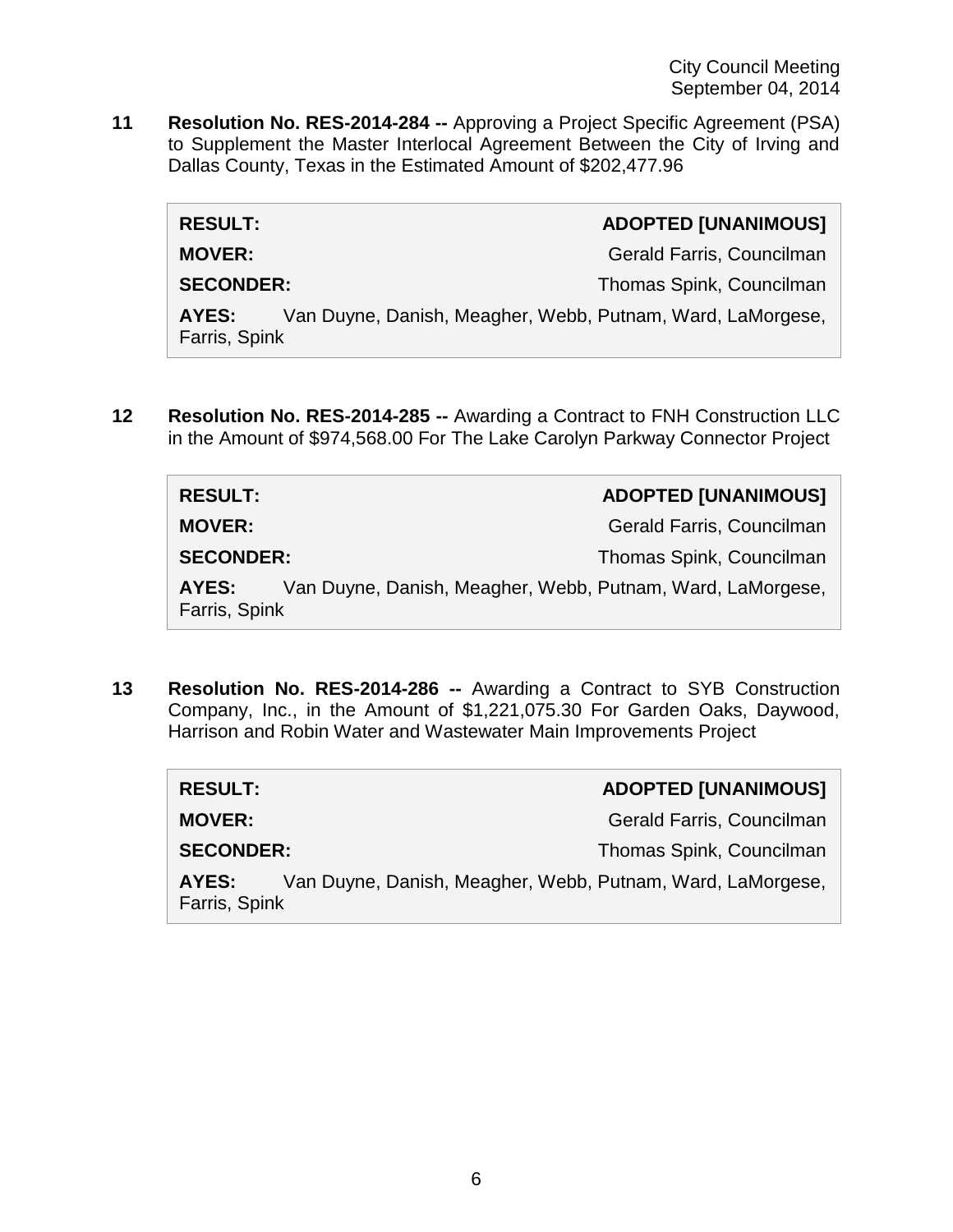**11 Resolution No. RES-2014-284 --** Approving a Project Specific Agreement (PSA) to Supplement the Master Interlocal Agreement Between the City of Irving and Dallas County, Texas in the Estimated Amount of $202,477.96

| | |
|---|---|
| **RESULT:** | **ADOPTED [UNANIMOUS]** |
| **MOVER:** | Gerald Farris, Councilman |
| **SECONDER:** | Thomas Spink, Councilman |
| **AYES:** | Van Duyne, Danish, Meagher, Webb, Putnam, Ward, LaMorgese, Farris, Spink |

**12 Resolution No. RES-2014-285 --** Awarding a Contract to FNH Construction LLC in the Amount of $974,568.00 For The Lake Carolyn Parkway Connector Project

| | |
|---|---|
| **RESULT:** | **ADOPTED [UNANIMOUS]** |
| **MOVER:** | Gerald Farris, Councilman |
| **SECONDER:** | Thomas Spink, Councilman |
| **AYES:** | Van Duyne, Danish, Meagher, Webb, Putnam, Ward, LaMorgese, Farris, Spink |

**13 Resolution No. RES-2014-286 --** Awarding a Contract to SYB Construction Company, Inc., in the Amount of $1,221,075.30 For Garden Oaks, Daywood, Harrison and Robin Water and Wastewater Main Improvements Project

| | |
|---|---|
| **RESULT:** | **ADOPTED [UNANIMOUS]** |
| **MOVER:** | Gerald Farris, Councilman |
| **SECONDER:** | Thomas Spink, Councilman |
| **AYES:** | Van Duyne, Danish, Meagher, Webb, Putnam, Ward, LaMorgese, Farris, Spink |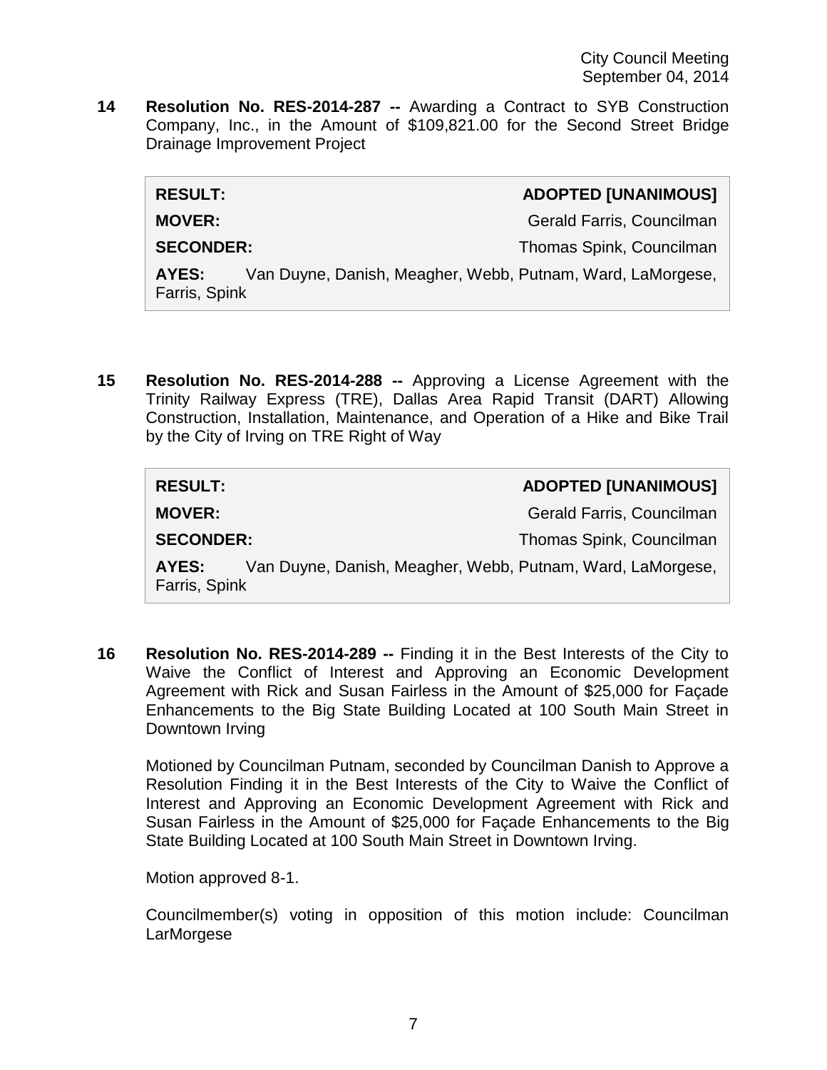**14 Resolution No. RES-2014-287 --** Awarding a Contract to SYB Construction Company, Inc., in the Amount of $109,821.00 for the Second Street Bridge Drainage Improvement Project

| | |
|---|---|
| **RESULT:** | **ADOPTED [UNANIMOUS]** |
| **MOVER:** | Gerald Farris, Councilman |
| **SECONDER:** | Thomas Spink, Councilman |
| **AYES:** | Van Duyne, Danish, Meagher, Webb, Putnam, Ward, LaMorgese, Farris, Spink |

**15 Resolution No. RES-2014-288 --** Approving a License Agreement with the Trinity Railway Express (TRE), Dallas Area Rapid Transit (DART) Allowing Construction, Installation, Maintenance, and Operation of a Hike and Bike Trail by the City of Irving on TRE Right of Way

| | |
|---|---|
| **RESULT:** | **ADOPTED [UNANIMOUS]** |
| **MOVER:** | Gerald Farris, Councilman |
| **SECONDER:** | Thomas Spink, Councilman |
| **AYES:** | Van Duyne, Danish, Meagher, Webb, Putnam, Ward, LaMorgese, Farris, Spink |

**16 Resolution No. RES-2014-289 --** Finding it in the Best Interests of the City to Waive the Conflict of Interest and Approving an Economic Development Agreement with Rick and Susan Fairless in the Amount of $25,000 for Façade Enhancements to the Big State Building Located at 100 South Main Street in Downtown Irving

Motioned by Councilman Putnam, seconded by Councilman Danish to Approve a Resolution Finding it in the Best Interests of the City to Waive the Conflict of Interest and Approving an Economic Development Agreement with Rick and Susan Fairless in the Amount of $25,000 for Façade Enhancements to the Big State Building Located at 100 South Main Street in Downtown Irving.

Motion approved 8-1.

Councilmember(s) voting in opposition of this motion include: Councilman LarMorgese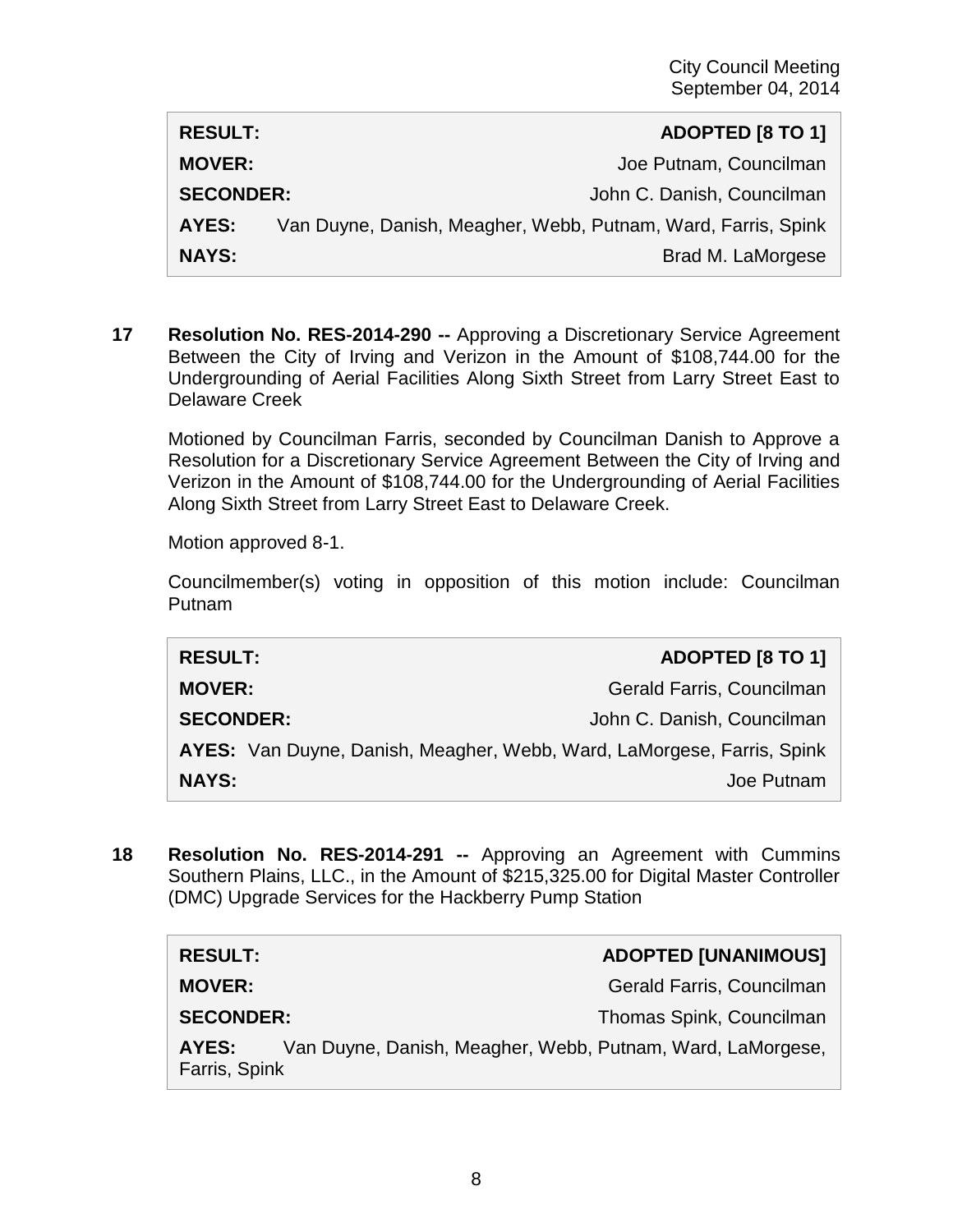| RESULT: | ADOPTED [8 TO 1] |
|---|---|
| MOVER: | Joe Putnam, Councilman |
| SECONDER: | John C. Danish, Councilman |
| AYES: | Van Duyne, Danish, Meagher, Webb, Putnam, Ward, Farris, Spink |
| NAYS: | Brad M. LaMorgese |

**17 Resolution No. RES-2014-290 --** Approving a Discretionary Service Agreement Between the City of Irving and Verizon in the Amount of $108,744.00 for the Undergrounding of Aerial Facilities Along Sixth Street from Larry Street East to Delaware Creek

Motioned by Councilman Farris, seconded by Councilman Danish to Approve a Resolution for a Discretionary Service Agreement Between the City of Irving and Verizon in the Amount of $108,744.00 for the Undergrounding of Aerial Facilities Along Sixth Street from Larry Street East to Delaware Creek.

Motion approved 8-1.

Councilmember(s) voting in opposition of this motion include: Councilman Putnam

| RESULT: | ADOPTED [8 TO 1] |
|---|---|
| MOVER: | Gerald Farris, Councilman |
| SECONDER: | John C. Danish, Councilman |
| AYES: | Van Duyne, Danish, Meagher, Webb, Ward, LaMorgese, Farris, Spink |
| NAYS: | Joe Putnam |

**18 Resolution No. RES-2014-291 --** Approving an Agreement with Cummins Southern Plains, LLC., in the Amount of $215,325.00 for Digital Master Controller (DMC) Upgrade Services for the Hackberry Pump Station

| RESULT: | ADOPTED [UNANIMOUS] |
|---|---|
| MOVER: | Gerald Farris, Councilman |
| SECONDER: | Thomas Spink, Councilman |
| AYES: | Van Duyne, Danish, Meagher, Webb, Putnam, Ward, LaMorgese, Farris, Spink |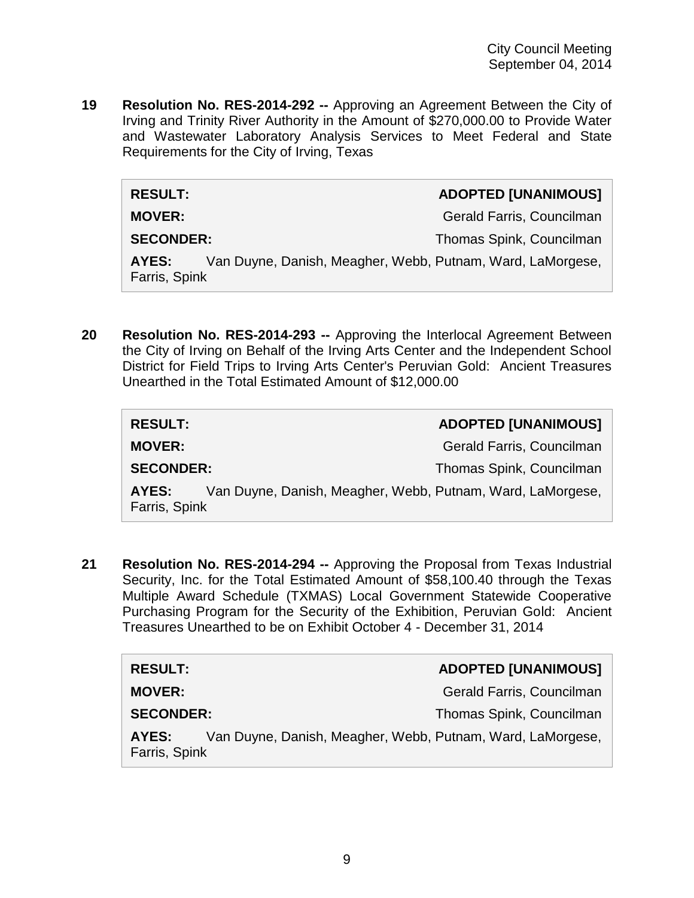**19 Resolution No. RES-2014-292 --** Approving an Agreement Between the City of Irving and Trinity River Authority in the Amount of $270,000.00 to Provide Water and Wastewater Laboratory Analysis Services to Meet Federal and State Requirements for the City of Irving, Texas

| | |
|---|---|
| **RESULT:** | **ADOPTED [UNANIMOUS]** |
| **MOVER:** | Gerald Farris, Councilman |
| **SECONDER:** | Thomas Spink, Councilman |
| **AYES:** | Van Duyne, Danish, Meagher, Webb, Putnam, Ward, LaMorgese, Farris, Spink |

**20 Resolution No. RES-2014-293 --** Approving the Interlocal Agreement Between the City of Irving on Behalf of the Irving Arts Center and the Independent School District for Field Trips to Irving Arts Center's Peruvian Gold: Ancient Treasures Unearthed in the Total Estimated Amount of $12,000.00

| | |
|---|---|
| **RESULT:** | **ADOPTED [UNANIMOUS]** |
| **MOVER:** | Gerald Farris, Councilman |
| **SECONDER:** | Thomas Spink, Councilman |
| **AYES:** | Van Duyne, Danish, Meagher, Webb, Putnam, Ward, LaMorgese, Farris, Spink |

**21 Resolution No. RES-2014-294 --** Approving the Proposal from Texas Industrial Security, Inc. for the Total Estimated Amount of $58,100.40 through the Texas Multiple Award Schedule (TXMAS) Local Government Statewide Cooperative Purchasing Program for the Security of the Exhibition, Peruvian Gold: Ancient Treasures Unearthed to be on Exhibit October 4 - December 31, 2014

| | |
|---|---|
| **RESULT:** | **ADOPTED [UNANIMOUS]** |
| **MOVER:** | Gerald Farris, Councilman |
| **SECONDER:** | Thomas Spink, Councilman |
| **AYES:** | Van Duyne, Danish, Meagher, Webb, Putnam, Ward, LaMorgese, Farris, Spink |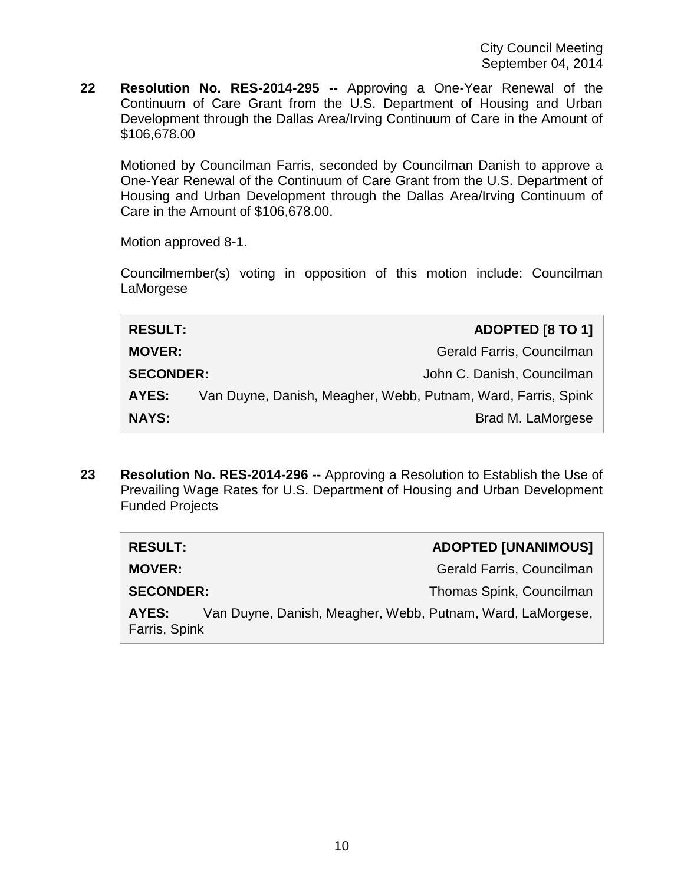**22 Resolution No. RES-2014-295 --** Approving a One-Year Renewal of the Continuum of Care Grant from the U.S. Department of Housing and Urban Development through the Dallas Area/Irving Continuum of Care in the Amount of $106,678.00

Motioned by Councilman Farris, seconded by Councilman Danish to approve a One-Year Renewal of the Continuum of Care Grant from the U.S. Department of Housing and Urban Development through the Dallas Area/Irving Continuum of Care in the Amount of $106,678.00.

Motion approved 8-1.

Councilmember(s) voting in opposition of this motion include: Councilman LaMorgese

| | |
|---|---|
| **RESULT:** | **ADOPTED [8 TO 1]** |
| **MOVER:** | Gerald Farris, Councilman |
| **SECONDER:** | John C. Danish, Councilman |
| **AYES:** | Van Duyne, Danish, Meagher, Webb, Putnam, Ward, Farris, Spink |
| **NAYS:** | Brad M. LaMorgese |

**23 Resolution No. RES-2014-296 --** Approving a Resolution to Establish the Use of Prevailing Wage Rates for U.S. Department of Housing and Urban Development Funded Projects

| | |
|---|---|
| **RESULT:** | **ADOPTED [UNANIMOUS]** |
| **MOVER:** | Gerald Farris, Councilman |
| **SECONDER:** | Thomas Spink, Councilman |
| **AYES:** | Van Duyne, Danish, Meagher, Webb, Putnam, Ward, LaMorgese, Farris, Spink |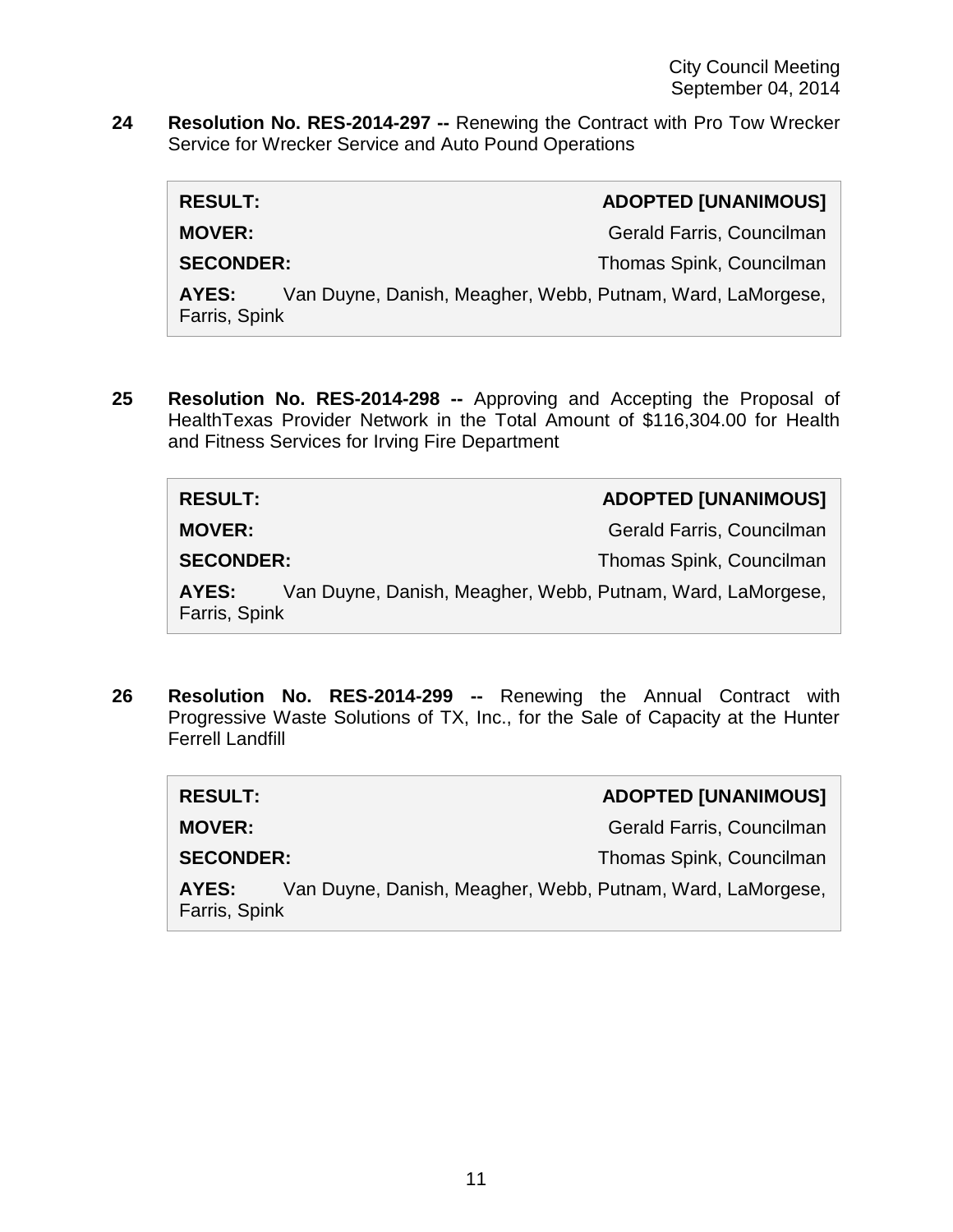**24 Resolution No. RES-2014-297 --** Renewing the Contract with Pro Tow Wrecker Service for Wrecker Service and Auto Pound Operations

| | |
|---|---|
| **RESULT:** | **ADOPTED [UNANIMOUS]** |
| **MOVER:** | Gerald Farris, Councilman |
| **SECONDER:** | Thomas Spink, Councilman |
| **AYES:** | Van Duyne, Danish, Meagher, Webb, Putnam, Ward, LaMorgese, Farris, Spink |

**25 Resolution No. RES-2014-298 --** Approving and Accepting the Proposal of HealthTexas Provider Network in the Total Amount of $116,304.00 for Health and Fitness Services for Irving Fire Department

| | |
|---|---|
| **RESULT:** | **ADOPTED [UNANIMOUS]** |
| **MOVER:** | Gerald Farris, Councilman |
| **SECONDER:** | Thomas Spink, Councilman |
| **AYES:** | Van Duyne, Danish, Meagher, Webb, Putnam, Ward, LaMorgese, Farris, Spink |

**26 Resolution No. RES-2014-299 --** Renewing the Annual Contract with Progressive Waste Solutions of TX, Inc., for the Sale of Capacity at the Hunter Ferrell Landfill

| | |
|---|---|
| **RESULT:** | **ADOPTED [UNANIMOUS]** |
| **MOVER:** | Gerald Farris, Councilman |
| **SECONDER:** | Thomas Spink, Councilman |
| **AYES:** | Van Duyne, Danish, Meagher, Webb, Putnam, Ward, LaMorgese, Farris, Spink |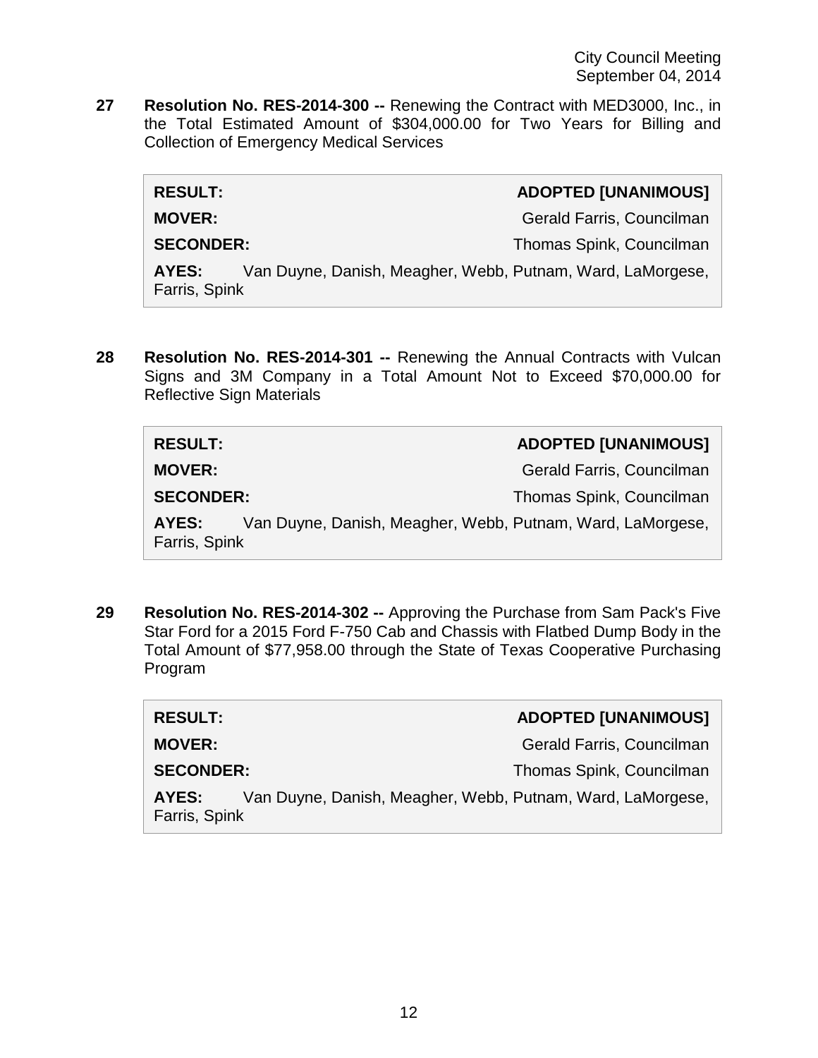**27 Resolution No. RES-2014-300 --** Renewing the Contract with MED3000, Inc., in the Total Estimated Amount of $304,000.00 for Two Years for Billing and Collection of Emergency Medical Services

| | |
|---|---|
| **RESULT:** | **ADOPTED [UNANIMOUS]** |
| **MOVER:** | Gerald Farris, Councilman |
| **SECONDER:** | Thomas Spink, Councilman |
| **AYES:** | Van Duyne, Danish, Meagher, Webb, Putnam, Ward, LaMorgese, Farris, Spink |

**28 Resolution No. RES-2014-301 --** Renewing the Annual Contracts with Vulcan Signs and 3M Company in a Total Amount Not to Exceed $70,000.00 for Reflective Sign Materials

| | |
|---|---|
| **RESULT:** | **ADOPTED [UNANIMOUS]** |
| **MOVER:** | Gerald Farris, Councilman |
| **SECONDER:** | Thomas Spink, Councilman |
| **AYES:** | Van Duyne, Danish, Meagher, Webb, Putnam, Ward, LaMorgese, Farris, Spink |

**29 Resolution No. RES-2014-302 --** Approving the Purchase from Sam Pack's Five Star Ford for a 2015 Ford F-750 Cab and Chassis with Flatbed Dump Body in the Total Amount of $77,958.00 through the State of Texas Cooperative Purchasing Program

| | |
|---|---|
| **RESULT:** | **ADOPTED [UNANIMOUS]** |
| **MOVER:** | Gerald Farris, Councilman |
| **SECONDER:** | Thomas Spink, Councilman |
| **AYES:** | Van Duyne, Danish, Meagher, Webb, Putnam, Ward, LaMorgese, Farris, Spink |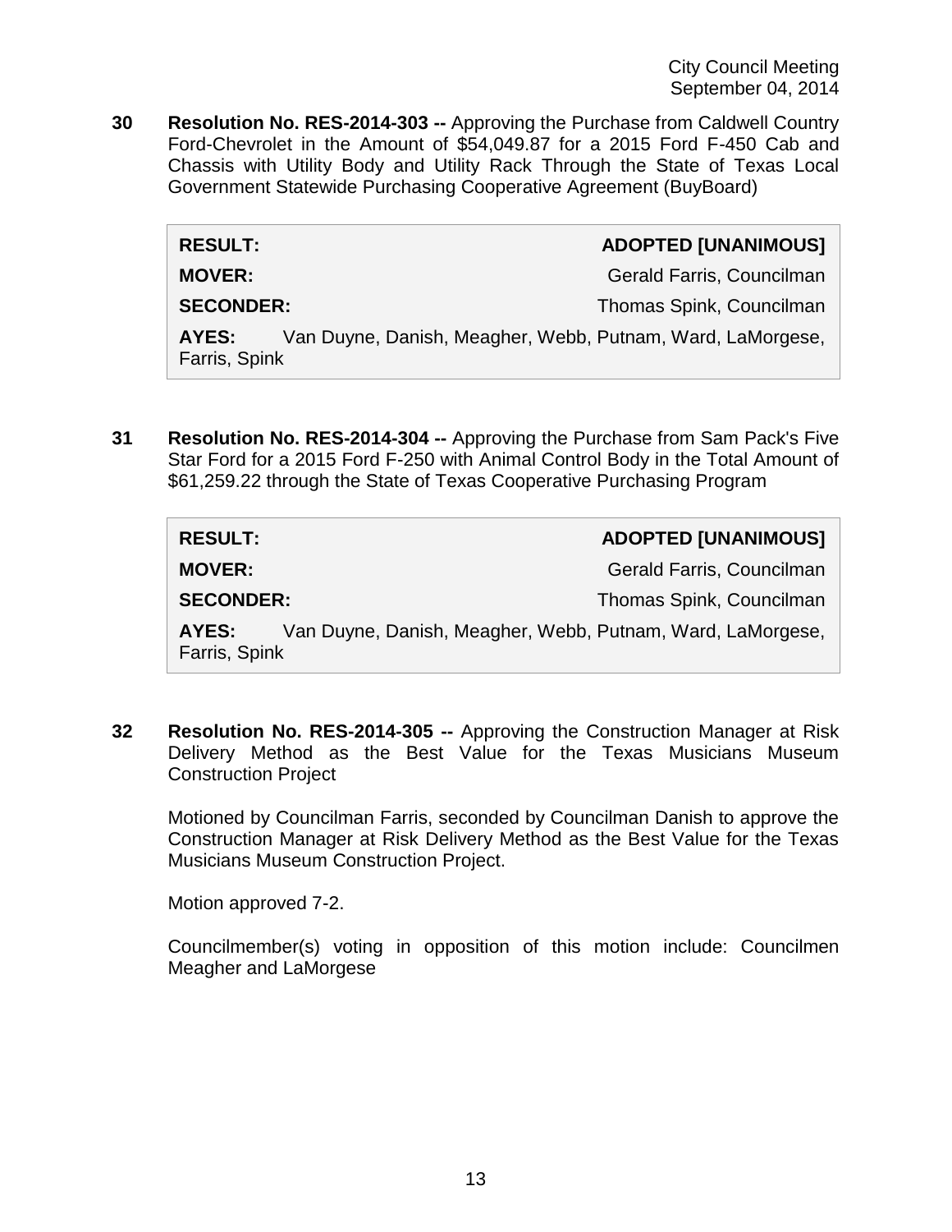**30 Resolution No. RES-2014-303 --** Approving the Purchase from Caldwell Country Ford-Chevrolet in the Amount of $54,049.87 for a 2015 Ford F-450 Cab and Chassis with Utility Body and Utility Rack Through the State of Texas Local Government Statewide Purchasing Cooperative Agreement (BuyBoard)

| | |
|---|---|
| **RESULT:** | **ADOPTED [UNANIMOUS]** |
| **MOVER:** | Gerald Farris, Councilman |
| **SECONDER:** | Thomas Spink, Councilman |
| **AYES:** | Van Duyne, Danish, Meagher, Webb, Putnam, Ward, LaMorgese, Farris, Spink |

**31 Resolution No. RES-2014-304 --** Approving the Purchase from Sam Pack's Five Star Ford for a 2015 Ford F-250 with Animal Control Body in the Total Amount of $61,259.22 through the State of Texas Cooperative Purchasing Program

| | |
|---|---|
| **RESULT:** | **ADOPTED [UNANIMOUS]** |
| **MOVER:** | Gerald Farris, Councilman |
| **SECONDER:** | Thomas Spink, Councilman |
| **AYES:** | Van Duyne, Danish, Meagher, Webb, Putnam, Ward, LaMorgese, Farris, Spink |

**32 Resolution No. RES-2014-305 --** Approving the Construction Manager at Risk Delivery Method as the Best Value for the Texas Musicians Museum Construction Project

Motioned by Councilman Farris, seconded by Councilman Danish to approve the Construction Manager at Risk Delivery Method as the Best Value for the Texas Musicians Museum Construction Project.

Motion approved 7-2.

Councilmember(s) voting in opposition of this motion include: Councilmen Meagher and LaMorgese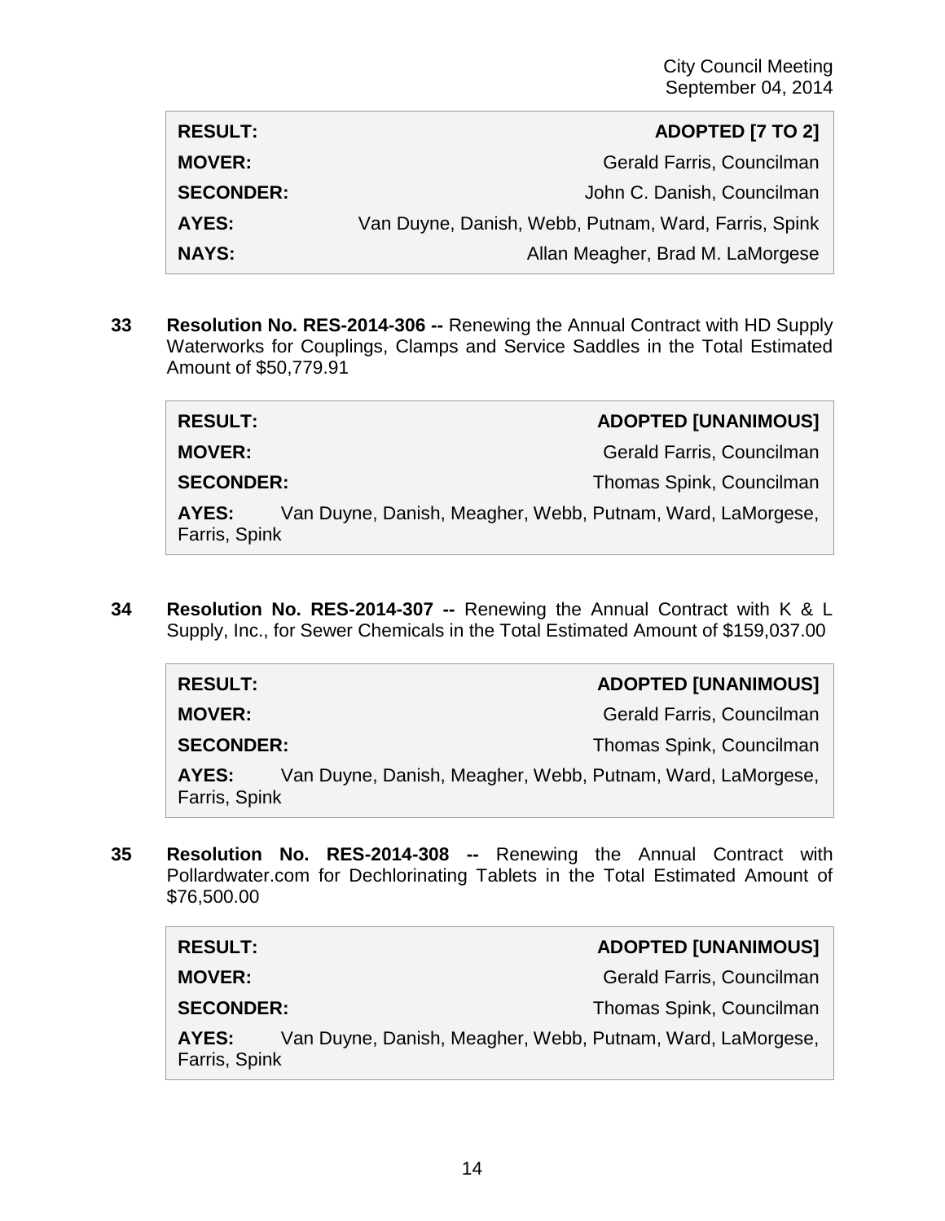| | |
|---|---|
| **RESULT:** | **ADOPTED [7 TO 2]** |
| **MOVER:** | Gerald Farris, Councilman |
| **SECONDER:** | John C. Danish, Councilman |
| **AYES:** | Van Duyne, Danish, Webb, Putnam, Ward, Farris, Spink |
| **NAYS:** | Allan Meagher, Brad M. LaMorgese |

**33 Resolution No. RES-2014-306 --** Renewing the Annual Contract with HD Supply Waterworks for Couplings, Clamps and Service Saddles in the Total Estimated Amount of $50,779.91

| | |
|---|---|
| **RESULT:** | **ADOPTED [UNANIMOUS]** |
| **MOVER:** | Gerald Farris, Councilman |
| **SECONDER:** | Thomas Spink, Councilman |
| **AYES:** | Van Duyne, Danish, Meagher, Webb, Putnam, Ward, LaMorgese, Farris, Spink |

**34 Resolution No. RES-2014-307 --** Renewing the Annual Contract with K & L Supply, Inc., for Sewer Chemicals in the Total Estimated Amount of $159,037.00

| | |
|---|---|
| **RESULT:** | **ADOPTED [UNANIMOUS]** |
| **MOVER:** | Gerald Farris, Councilman |
| **SECONDER:** | Thomas Spink, Councilman |
| **AYES:** | Van Duyne, Danish, Meagher, Webb, Putnam, Ward, LaMorgese, Farris, Spink |

**35 Resolution No. RES-2014-308 --** Renewing the Annual Contract with Pollardwater.com for Dechlorinating Tablets in the Total Estimated Amount of $76,500.00

| | |
|---|---|
| **RESULT:** | **ADOPTED [UNANIMOUS]** |
| **MOVER:** | Gerald Farris, Councilman |
| **SECONDER:** | Thomas Spink, Councilman |
| **AYES:** | Van Duyne, Danish, Meagher, Webb, Putnam, Ward, LaMorgese, Farris, Spink |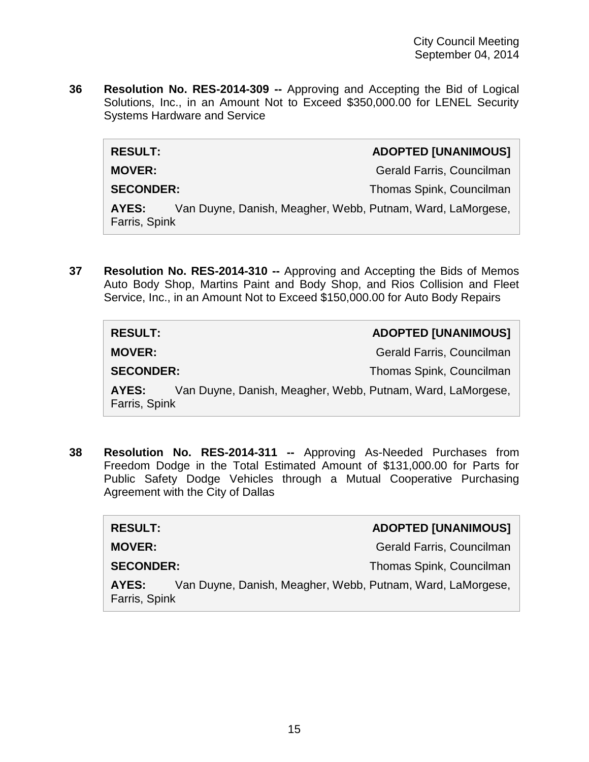**36 Resolution No. RES-2014-309 --** Approving and Accepting the Bid of Logical Solutions, Inc., in an Amount Not to Exceed $350,000.00 for LENEL Security Systems Hardware and Service

| | |
|---|---|
| **RESULT:** | **ADOPTED [UNANIMOUS]** |
| **MOVER:** | Gerald Farris, Councilman |
| **SECONDER:** | Thomas Spink, Councilman |
| **AYES:** | Van Duyne, Danish, Meagher, Webb, Putnam, Ward, LaMorgese, Farris, Spink |

**37 Resolution No. RES-2014-310 --** Approving and Accepting the Bids of Memos Auto Body Shop, Martins Paint and Body Shop, and Rios Collision and Fleet Service, Inc., in an Amount Not to Exceed $150,000.00 for Auto Body Repairs

| | |
|---|---|
| **RESULT:** | **ADOPTED [UNANIMOUS]** |
| **MOVER:** | Gerald Farris, Councilman |
| **SECONDER:** | Thomas Spink, Councilman |
| **AYES:** | Van Duyne, Danish, Meagher, Webb, Putnam, Ward, LaMorgese, Farris, Spink |

**38 Resolution No. RES-2014-311 --** Approving As-Needed Purchases from Freedom Dodge in the Total Estimated Amount of $131,000.00 for Parts for Public Safety Dodge Vehicles through a Mutual Cooperative Purchasing Agreement with the City of Dallas

| | |
|---|---|
| **RESULT:** | **ADOPTED [UNANIMOUS]** |
| **MOVER:** | Gerald Farris, Councilman |
| **SECONDER:** | Thomas Spink, Councilman |
| **AYES:** | Van Duyne, Danish, Meagher, Webb, Putnam, Ward, LaMorgese, Farris, Spink |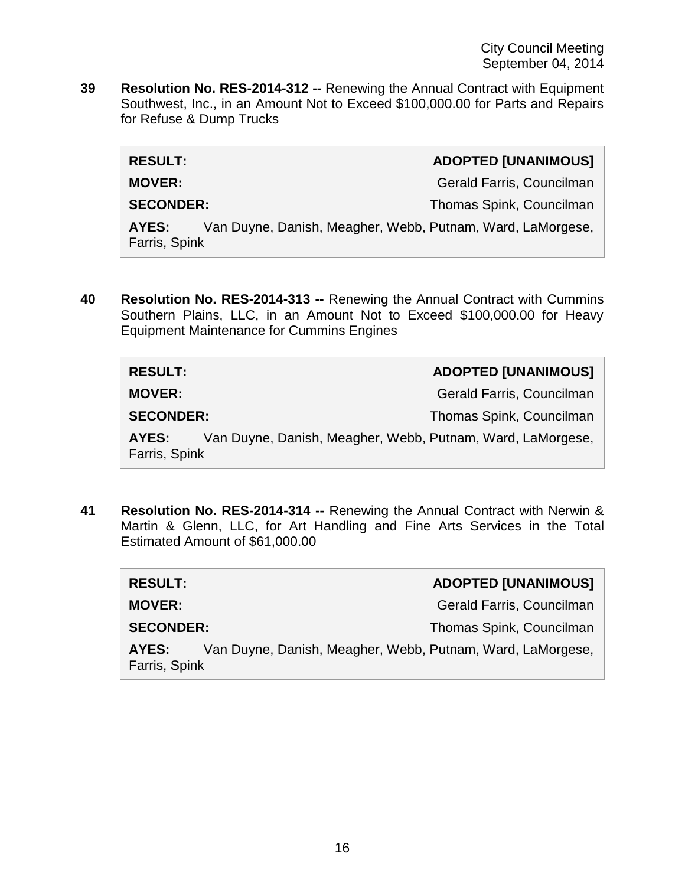**39 Resolution No. RES-2014-312 --** Renewing the Annual Contract with Equipment Southwest, Inc., in an Amount Not to Exceed $100,000.00 for Parts and Repairs for Refuse & Dump Trucks

| | |
|---|---|
| **RESULT:** | **ADOPTED [UNANIMOUS]** |
| **MOVER:** | Gerald Farris, Councilman |
| **SECONDER:** | Thomas Spink, Councilman |
| **AYES:** | Van Duyne, Danish, Meagher, Webb, Putnam, Ward, LaMorgese, Farris, Spink |

**40 Resolution No. RES-2014-313 --** Renewing the Annual Contract with Cummins Southern Plains, LLC, in an Amount Not to Exceed $100,000.00 for Heavy Equipment Maintenance for Cummins Engines

| | |
|---|---|
| **RESULT:** | **ADOPTED [UNANIMOUS]** |
| **MOVER:** | Gerald Farris, Councilman |
| **SECONDER:** | Thomas Spink, Councilman |
| **AYES:** | Van Duyne, Danish, Meagher, Webb, Putnam, Ward, LaMorgese, Farris, Spink |

**41 Resolution No. RES-2014-314 --** Renewing the Annual Contract with Nerwin & Martin & Glenn, LLC, for Art Handling and Fine Arts Services in the Total Estimated Amount of $61,000.00

| | |
|---|---|
| **RESULT:** | **ADOPTED [UNANIMOUS]** |
| **MOVER:** | Gerald Farris, Councilman |
| **SECONDER:** | Thomas Spink, Councilman |
| **AYES:** | Van Duyne, Danish, Meagher, Webb, Putnam, Ward, LaMorgese, Farris, Spink |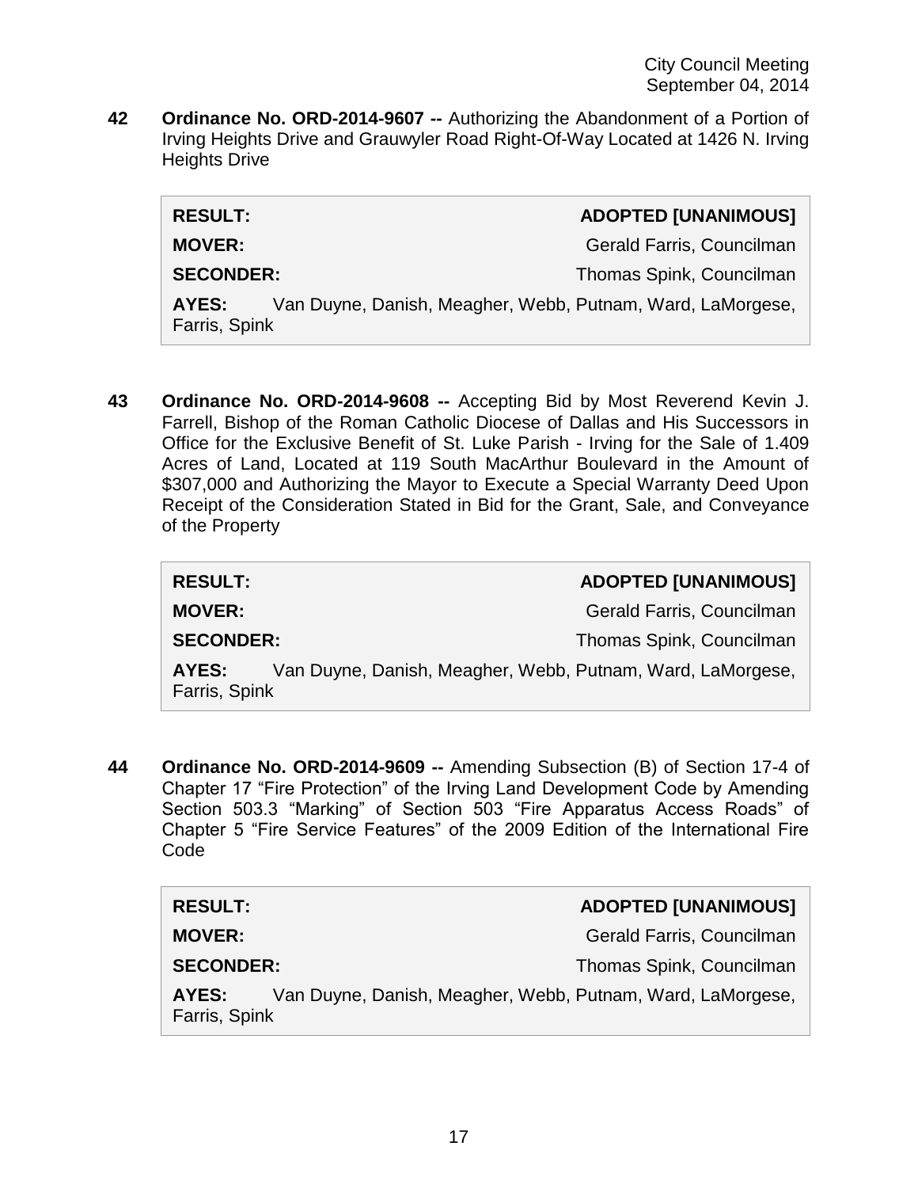**42 Ordinance No. ORD-2014-9607 --** Authorizing the Abandonment of a Portion of Irving Heights Drive and Grauwyler Road Right-Of-Way Located at 1426 N. Irving Heights Drive

| | |
|---|---|
| **RESULT:** | **ADOPTED [UNANIMOUS]** |
| **MOVER:** | Gerald Farris, Councilman |
| **SECONDER:** | Thomas Spink, Councilman |
| **AYES:** | Van Duyne, Danish, Meagher, Webb, Putnam, Ward, LaMorgese, Farris, Spink |

**43 Ordinance No. ORD-2014-9608 --** Accepting Bid by Most Reverend Kevin J. Farrell, Bishop of the Roman Catholic Diocese of Dallas and His Successors in Office for the Exclusive Benefit of St. Luke Parish - Irving for the Sale of 1.409 Acres of Land, Located at 119 South MacArthur Boulevard in the Amount of $307,000 and Authorizing the Mayor to Execute a Special Warranty Deed Upon Receipt of the Consideration Stated in Bid for the Grant, Sale, and Conveyance of the Property

| | |
|---|---|
| **RESULT:** | **ADOPTED [UNANIMOUS]** |
| **MOVER:** | Gerald Farris, Councilman |
| **SECONDER:** | Thomas Spink, Councilman |
| **AYES:** | Van Duyne, Danish, Meagher, Webb, Putnam, Ward, LaMorgese, Farris, Spink |

**44 Ordinance No. ORD-2014-9609 --** Amending Subsection (B) of Section 17-4 of Chapter 17 "Fire Protection" of the Irving Land Development Code by Amending Section 503.3 "Marking" of Section 503 "Fire Apparatus Access Roads" of Chapter 5 "Fire Service Features" of the 2009 Edition of the International Fire Code

| | |
|---|---|
| **RESULT:** | **ADOPTED [UNANIMOUS]** |
| **MOVER:** | Gerald Farris, Councilman |
| **SECONDER:** | Thomas Spink, Councilman |
| **AYES:** | Van Duyne, Danish, Meagher, Webb, Putnam, Ward, LaMorgese, Farris, Spink |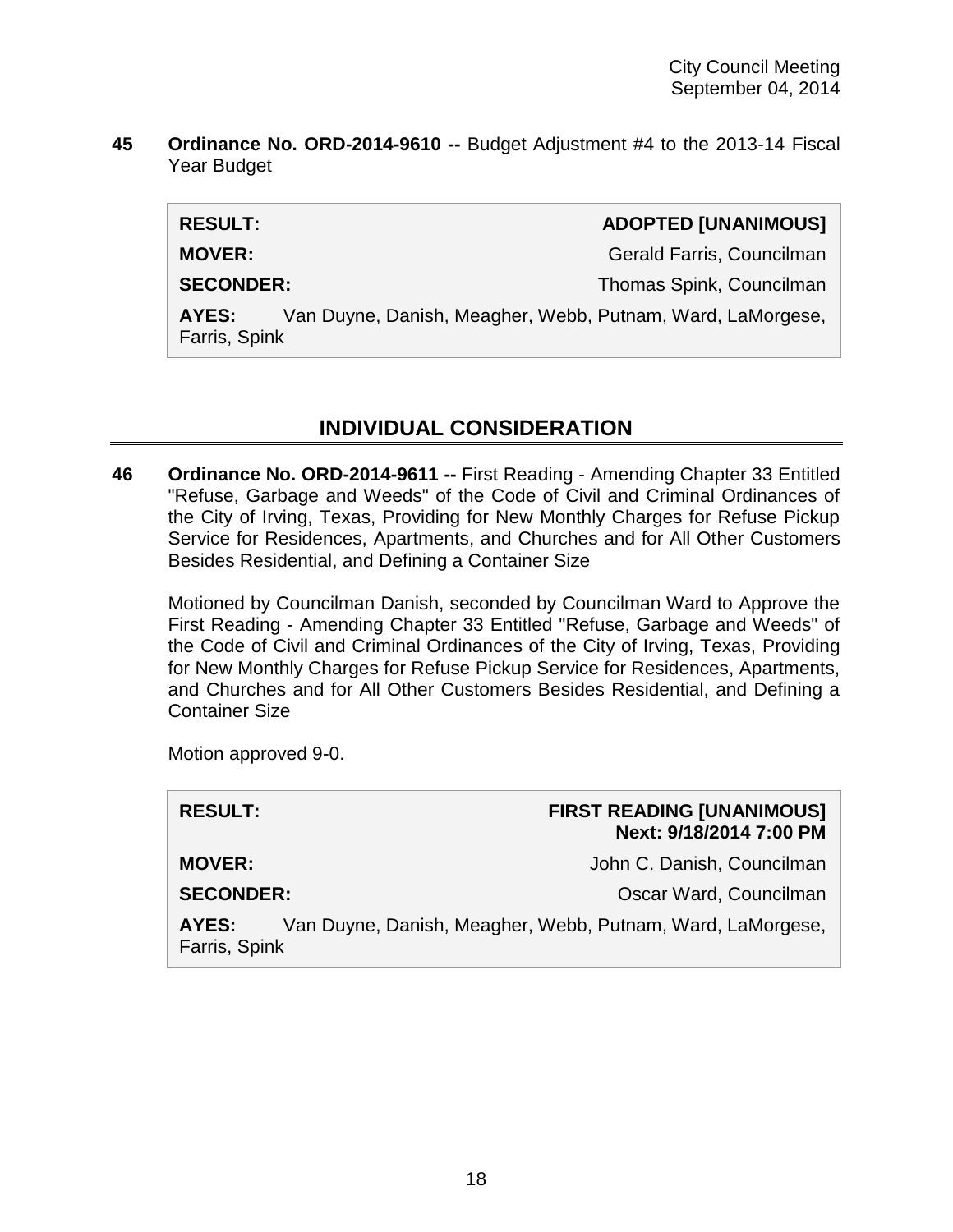**45** **Ordinance No. ORD-2014-9610 --** Budget Adjustment #4 to the 2013-14 Fiscal Year Budget

| | |
|---|---|
| **RESULT:** | **ADOPTED [UNANIMOUS]** |
| **MOVER:** | Gerald Farris, Councilman |
| **SECONDER:** | Thomas Spink, Councilman |
| **AYES:** | Van Duyne, Danish, Meagher, Webb, Putnam, Ward, LaMorgese, Farris, Spink |

## INDIVIDUAL CONSIDERATION

**46** **Ordinance No. ORD-2014-9611 --** First Reading - Amending Chapter 33 Entitled "Refuse, Garbage and Weeds" of the Code of Civil and Criminal Ordinances of the City of Irving, Texas, Providing for New Monthly Charges for Refuse Pickup Service for Residences, Apartments, and Churches and for All Other Customers Besides Residential, and Defining a Container Size

Motioned by Councilman Danish, seconded by Councilman Ward to Approve the First Reading - Amending Chapter 33 Entitled "Refuse, Garbage and Weeds" of the Code of Civil and Criminal Ordinances of the City of Irving, Texas, Providing for New Monthly Charges for Refuse Pickup Service for Residences, Apartments, and Churches and for All Other Customers Besides Residential, and Defining a Container Size

Motion approved 9-0.

| | |
|---|---|
| **RESULT:** | **FIRST READING [UNANIMOUS]** **Next: 9/18/2014 7:00 PM** |
| **MOVER:** | John C. Danish, Councilman |
| **SECONDER:** | Oscar Ward, Councilman |
| **AYES:** | Van Duyne, Danish, Meagher, Webb, Putnam, Ward, LaMorgese, Farris, Spink |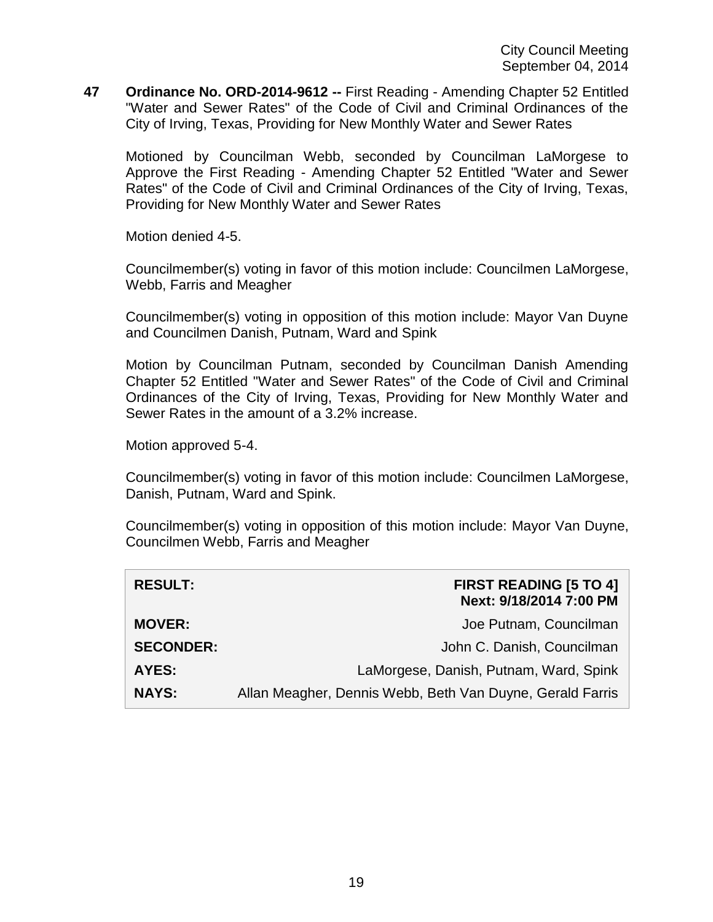**47 Ordinance No. ORD-2014-9612 --** First Reading - Amending Chapter 52 Entitled "Water and Sewer Rates" of the Code of Civil and Criminal Ordinances of the City of Irving, Texas, Providing for New Monthly Water and Sewer Rates

Motioned by Councilman Webb, seconded by Councilman LaMorgese to Approve the First Reading - Amending Chapter 52 Entitled "Water and Sewer Rates" of the Code of Civil and Criminal Ordinances of the City of Irving, Texas, Providing for New Monthly Water and Sewer Rates

Motion denied 4-5.

Councilmember(s) voting in favor of this motion include: Councilmen LaMorgese, Webb, Farris and Meagher

Councilmember(s) voting in opposition of this motion include: Mayor Van Duyne and Councilmen Danish, Putnam, Ward and Spink

Motion by Councilman Putnam, seconded by Councilman Danish Amending Chapter 52 Entitled "Water and Sewer Rates" of the Code of Civil and Criminal Ordinances of the City of Irving, Texas, Providing for New Monthly Water and Sewer Rates in the amount of a 3.2% increase.

Motion approved 5-4.

Councilmember(s) voting in favor of this motion include: Councilmen LaMorgese, Danish, Putnam, Ward and Spink.

Councilmember(s) voting in opposition of this motion include: Mayor Van Duyne, Councilmen Webb, Farris and Meagher

| | |
|---|---|
| **RESULT:** | **FIRST READING [5 TO 4] Next: 9/18/2014 7:00 PM** |
| **MOVER:** | Joe Putnam, Councilman |
| **SECONDER:** | John C. Danish, Councilman |
| **AYES:** | LaMorgese, Danish, Putnam, Ward, Spink |
| **NAYS:** | Allan Meagher, Dennis Webb, Beth Van Duyne, Gerald Farris |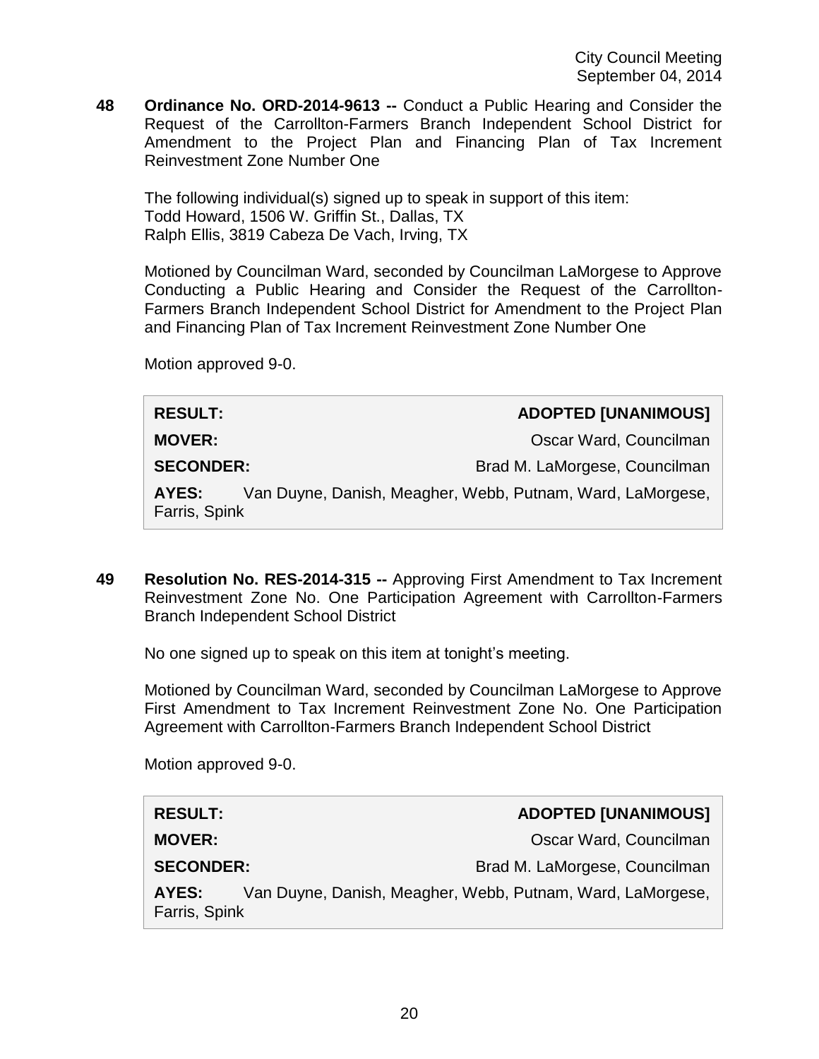**48 Ordinance No. ORD-2014-9613 --** Conduct a Public Hearing and Consider the Request of the Carrollton-Farmers Branch Independent School District for Amendment to the Project Plan and Financing Plan of Tax Increment Reinvestment Zone Number One

The following individual(s) signed up to speak in support of this item:
Todd Howard, 1506 W. Griffin St., Dallas, TX
Ralph Ellis, 3819 Cabeza De Vach, Irving, TX

Motioned by Councilman Ward, seconded by Councilman LaMorgese to Approve Conducting a Public Hearing and Consider the Request of the Carrollton-Farmers Branch Independent School District for Amendment to the Project Plan and Financing Plan of Tax Increment Reinvestment Zone Number One

Motion approved 9-0.

| | |
|---|---|
| **RESULT:** | **ADOPTED [UNANIMOUS]** |
| **MOVER:** | Oscar Ward, Councilman |
| **SECONDER:** | Brad M. LaMorgese, Councilman |
| **AYES:** | Van Duyne, Danish, Meagher, Webb, Putnam, Ward, LaMorgese, Farris, Spink |

**49 Resolution No. RES-2014-315 --** Approving First Amendment to Tax Increment Reinvestment Zone No. One Participation Agreement with Carrollton-Farmers Branch Independent School District

No one signed up to speak on this item at tonight's meeting.

Motioned by Councilman Ward, seconded by Councilman LaMorgese to Approve First Amendment to Tax Increment Reinvestment Zone No. One Participation Agreement with Carrollton-Farmers Branch Independent School District

Motion approved 9-0.

| | |
|---|---|
| **RESULT:** | **ADOPTED [UNANIMOUS]** |
| **MOVER:** | Oscar Ward, Councilman |
| **SECONDER:** | Brad M. LaMorgese, Councilman |
| **AYES:** | Van Duyne, Danish, Meagher, Webb, Putnam, Ward, LaMorgese, Farris, Spink |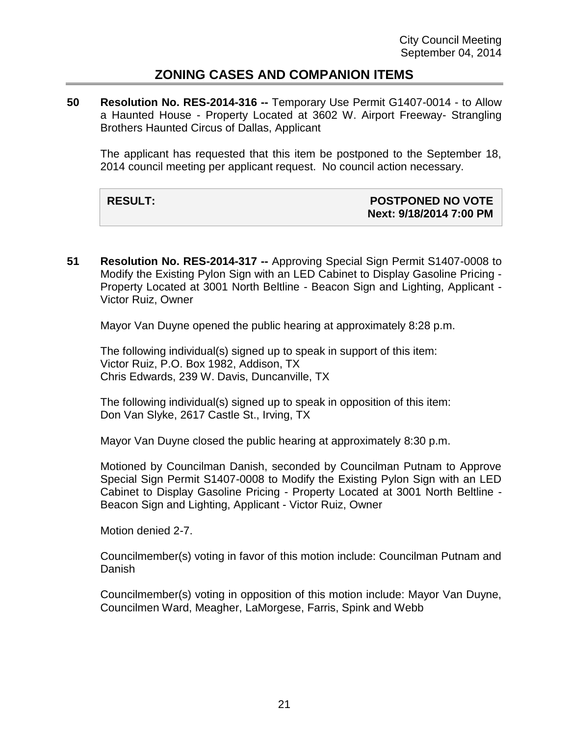City Council Meeting
September 04, 2014

## ZONING CASES AND COMPANION ITEMS

**50 Resolution No. RES-2014-316 --** Temporary Use Permit G1407-0014 - to Allow a Haunted House - Property Located at 3602 W. Airport Freeway- Strangling Brothers Haunted Circus of Dallas, Applicant

The applicant has requested that this item be postponed to the September 18, 2014 council meeting per applicant request. No council action necessary.

| **RESULT:** | **POSTPONED NO VOTE** **Next: 9/18/2014 7:00 PM** |
|---|---|

**51 Resolution No. RES-2014-317 --** Approving Special Sign Permit S1407-0008 to Modify the Existing Pylon Sign with an LED Cabinet to Display Gasoline Pricing - Property Located at 3001 North Beltline - Beacon Sign and Lighting, Applicant - Victor Ruiz, Owner

Mayor Van Duyne opened the public hearing at approximately 8:28 p.m.

The following individual(s) signed up to speak in support of this item:
Victor Ruiz, P.O. Box 1982, Addison, TX
Chris Edwards, 239 W. Davis, Duncanville, TX

The following individual(s) signed up to speak in opposition of this item:
Don Van Slyke, 2617 Castle St., Irving, TX

Mayor Van Duyne closed the public hearing at approximately 8:30 p.m.

Motioned by Councilman Danish, seconded by Councilman Putnam to Approve Special Sign Permit S1407-0008 to Modify the Existing Pylon Sign with an LED Cabinet to Display Gasoline Pricing - Property Located at 3001 North Beltline - Beacon Sign and Lighting, Applicant - Victor Ruiz, Owner

Motion denied 2-7.

Councilmember(s) voting in favor of this motion include: Councilman Putnam and Danish

Councilmember(s) voting in opposition of this motion include: Mayor Van Duyne, Councilmen Ward, Meagher, LaMorgese, Farris, Spink and Webb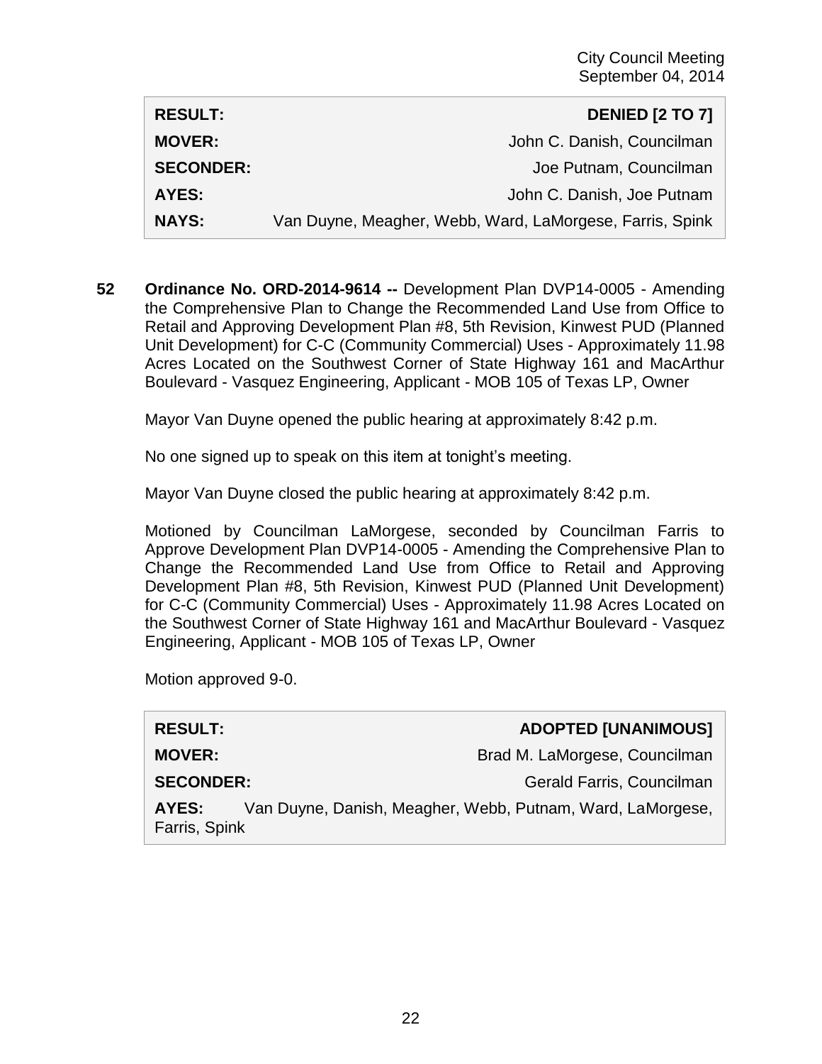| | |
|---|---|
| **RESULT:** | **DENIED [2 TO 7]** |
| **MOVER:** | John C. Danish, Councilman |
| **SECONDER:** | Joe Putnam, Councilman |
| **AYES:** | John C. Danish, Joe Putnam |
| **NAYS:** | Van Duyne, Meagher, Webb, Ward, LaMorgese, Farris, Spink |

**52** **Ordinance No. ORD-2014-9614 --** Development Plan DVP14-0005 - Amending the Comprehensive Plan to Change the Recommended Land Use from Office to Retail and Approving Development Plan #8, 5th Revision, Kinwest PUD (Planned Unit Development) for C-C (Community Commercial) Uses - Approximately 11.98 Acres Located on the Southwest Corner of State Highway 161 and MacArthur Boulevard - Vasquez Engineering, Applicant - MOB 105 of Texas LP, Owner

Mayor Van Duyne opened the public hearing at approximately 8:42 p.m.

No one signed up to speak on this item at tonight's meeting.

Mayor Van Duyne closed the public hearing at approximately 8:42 p.m.

Motioned by Councilman LaMorgese, seconded by Councilman Farris to Approve Development Plan DVP14-0005 - Amending the Comprehensive Plan to Change the Recommended Land Use from Office to Retail and Approving Development Plan #8, 5th Revision, Kinwest PUD (Planned Unit Development) for C-C (Community Commercial) Uses - Approximately 11.98 Acres Located on the Southwest Corner of State Highway 161 and MacArthur Boulevard - Vasquez Engineering, Applicant - MOB 105 of Texas LP, Owner

Motion approved 9-0.

| | |
|---|---|
| **RESULT:** | **ADOPTED [UNANIMOUS]** |
| **MOVER:** | Brad M. LaMorgese, Councilman |
| **SECONDER:** | Gerald Farris, Councilman |
| **AYES:** | Van Duyne, Danish, Meagher, Webb, Putnam, Ward, LaMorgese, Farris, Spink |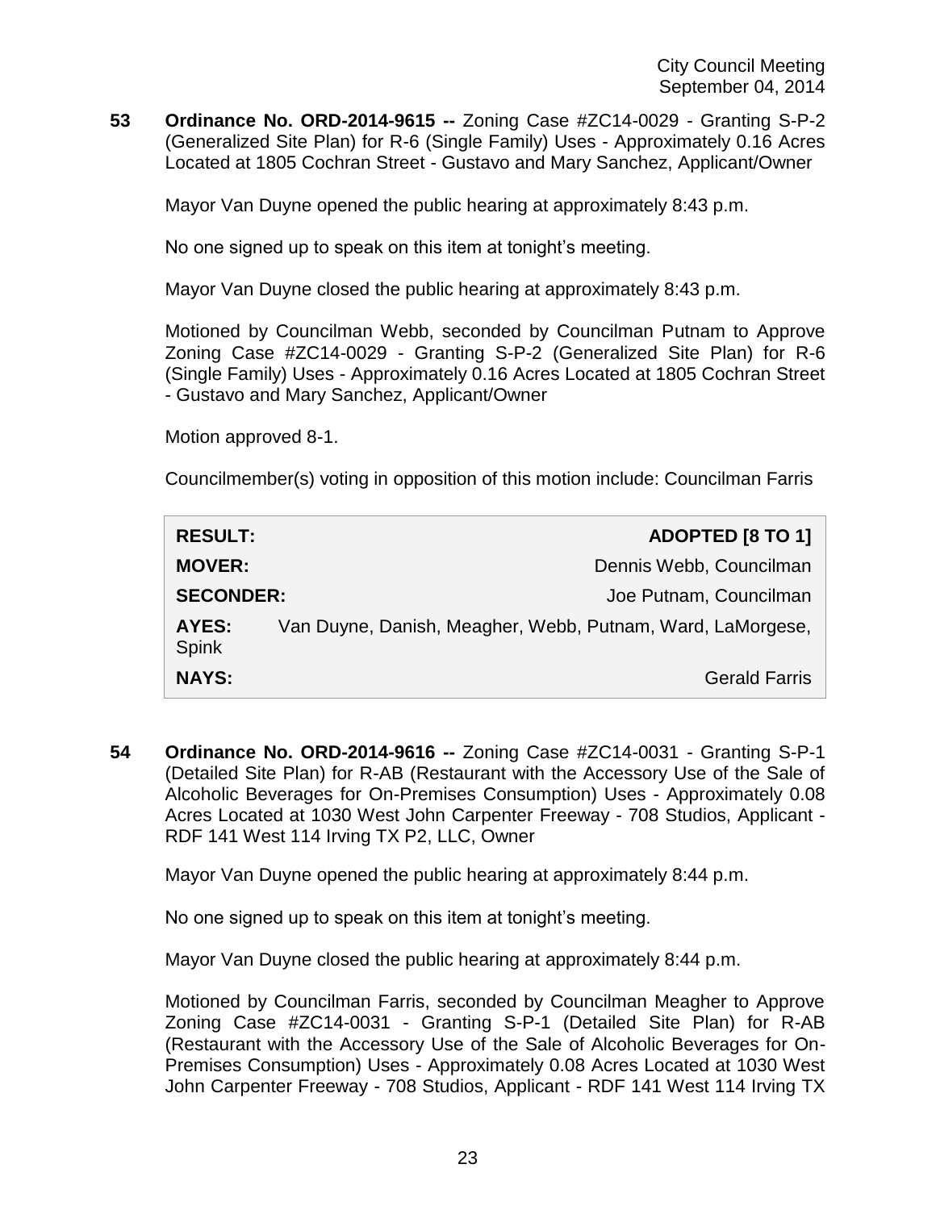**53 Ordinance No. ORD-2014-9615 --** Zoning Case #ZC14-0029 - Granting S-P-2 (Generalized Site Plan) for R-6 (Single Family) Uses - Approximately 0.16 Acres Located at 1805 Cochran Street - Gustavo and Mary Sanchez, Applicant/Owner

Mayor Van Duyne opened the public hearing at approximately 8:43 p.m.

No one signed up to speak on this item at tonight's meeting.

Mayor Van Duyne closed the public hearing at approximately 8:43 p.m.

Motioned by Councilman Webb, seconded by Councilman Putnam to Approve Zoning Case #ZC14-0029 - Granting S-P-2 (Generalized Site Plan) for R-6 (Single Family) Uses - Approximately 0.16 Acres Located at 1805 Cochran Street - Gustavo and Mary Sanchez, Applicant/Owner

Motion approved 8-1.

Councilmember(s) voting in opposition of this motion include: Councilman Farris

| | |
|---|---|
| **RESULT:** | **ADOPTED [8 TO 1]** |
| **MOVER:** | Dennis Webb, Councilman |
| **SECONDER:** | Joe Putnam, Councilman |
| **AYES:** | Van Duyne, Danish, Meagher, Webb, Putnam, Ward, LaMorgese, Spink |
| **NAYS:** | Gerald Farris |

**54 Ordinance No. ORD-2014-9616 --** Zoning Case #ZC14-0031 - Granting S-P-1 (Detailed Site Plan) for R-AB (Restaurant with the Accessory Use of the Sale of Alcoholic Beverages for On-Premises Consumption) Uses - Approximately 0.08 Acres Located at 1030 West John Carpenter Freeway - 708 Studios, Applicant - RDF 141 West 114 Irving TX P2, LLC, Owner

Mayor Van Duyne opened the public hearing at approximately 8:44 p.m.

No one signed up to speak on this item at tonight's meeting.

Mayor Van Duyne closed the public hearing at approximately 8:44 p.m.

Motioned by Councilman Farris, seconded by Councilman Meagher to Approve Zoning Case #ZC14-0031 - Granting S-P-1 (Detailed Site Plan) for R-AB (Restaurant with the Accessory Use of the Sale of Alcoholic Beverages for On-Premises Consumption) Uses - Approximately 0.08 Acres Located at 1030 West John Carpenter Freeway - 708 Studios, Applicant - RDF 141 West 114 Irving TX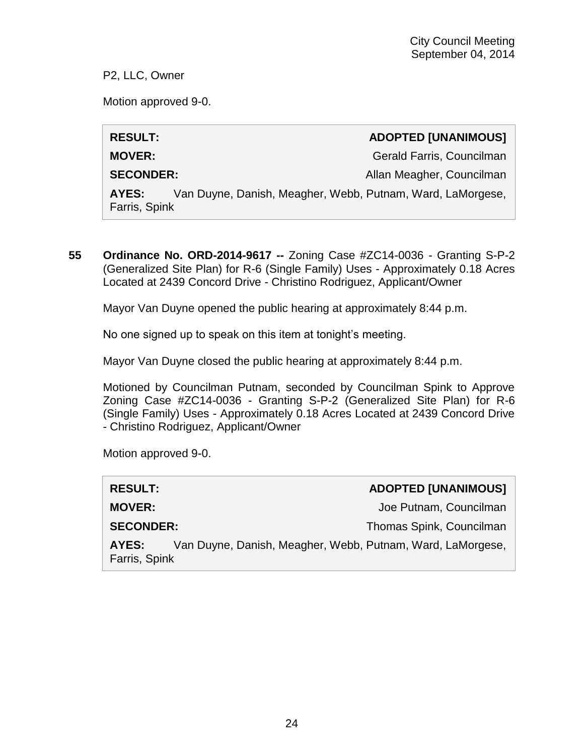P2, LLC, Owner

Motion approved 9-0.

| | |
|---|---|
| **RESULT:** | **ADOPTED [UNANIMOUS]** |
| **MOVER:** | Gerald Farris, Councilman |
| **SECONDER:** | Allan Meagher, Councilman |
| **AYES:** | Van Duyne, Danish, Meagher, Webb, Putnam, Ward, LaMorgese, Farris, Spink |

**55 Ordinance No. ORD-2014-9617 --** Zoning Case #ZC14-0036 - Granting S-P-2 (Generalized Site Plan) for R-6 (Single Family) Uses - Approximately 0.18 Acres Located at 2439 Concord Drive - Christino Rodriguez, Applicant/Owner

Mayor Van Duyne opened the public hearing at approximately 8:44 p.m.

No one signed up to speak on this item at tonight's meeting.

Mayor Van Duyne closed the public hearing at approximately 8:44 p.m.

Motioned by Councilman Putnam, seconded by Councilman Spink to Approve Zoning Case #ZC14-0036 - Granting S-P-2 (Generalized Site Plan) for R-6 (Single Family) Uses - Approximately 0.18 Acres Located at 2439 Concord Drive - Christino Rodriguez, Applicant/Owner

Motion approved 9-0.

| | |
|---|---|
| **RESULT:** | **ADOPTED [UNANIMOUS]** |
| **MOVER:** | Joe Putnam, Councilman |
| **SECONDER:** | Thomas Spink, Councilman |
| **AYES:** | Van Duyne, Danish, Meagher, Webb, Putnam, Ward, LaMorgese, Farris, Spink |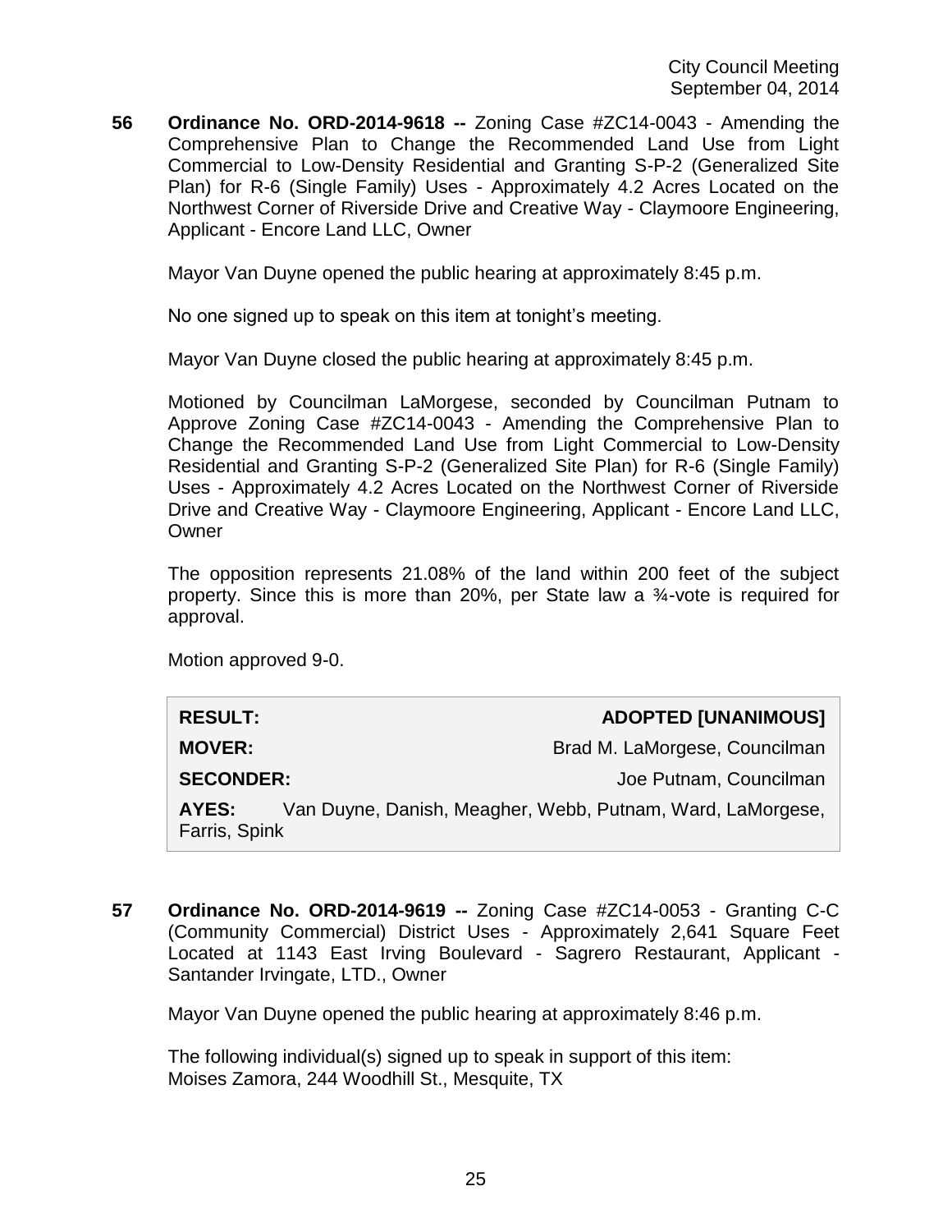**56 Ordinance No. ORD-2014-9618 --** Zoning Case #ZC14-0043 - Amending the Comprehensive Plan to Change the Recommended Land Use from Light Commercial to Low-Density Residential and Granting S-P-2 (Generalized Site Plan) for R-6 (Single Family) Uses - Approximately 4.2 Acres Located on the Northwest Corner of Riverside Drive and Creative Way - Claymoore Engineering, Applicant - Encore Land LLC, Owner

Mayor Van Duyne opened the public hearing at approximately 8:45 p.m.

No one signed up to speak on this item at tonight's meeting.

Mayor Van Duyne closed the public hearing at approximately 8:45 p.m.

Motioned by Councilman LaMorgese, seconded by Councilman Putnam to Approve Zoning Case #ZC14-0043 - Amending the Comprehensive Plan to Change the Recommended Land Use from Light Commercial to Low-Density Residential and Granting S-P-2 (Generalized Site Plan) for R-6 (Single Family) Uses - Approximately 4.2 Acres Located on the Northwest Corner of Riverside Drive and Creative Way - Claymoore Engineering, Applicant - Encore Land LLC, Owner

The opposition represents 21.08% of the land within 200 feet of the subject property. Since this is more than 20%, per State law a ¾-vote is required for approval.

Motion approved 9-0.

| | |
|---|---|
| **RESULT:** | **ADOPTED [UNANIMOUS]** |
| **MOVER:** | Brad M. LaMorgese, Councilman |
| **SECONDER:** | Joe Putnam, Councilman |
| **AYES:** | Van Duyne, Danish, Meagher, Webb, Putnam, Ward, LaMorgese, Farris, Spink |

**57 Ordinance No. ORD-2014-9619 --** Zoning Case #ZC14-0053 - Granting C-C (Community Commercial) District Uses - Approximately 2,641 Square Feet Located at 1143 East Irving Boulevard - Sagrero Restaurant, Applicant - Santander Irvingate, LTD., Owner

Mayor Van Duyne opened the public hearing at approximately 8:46 p.m.

The following individual(s) signed up to speak in support of this item:
Moises Zamora, 244 Woodhill St., Mesquite, TX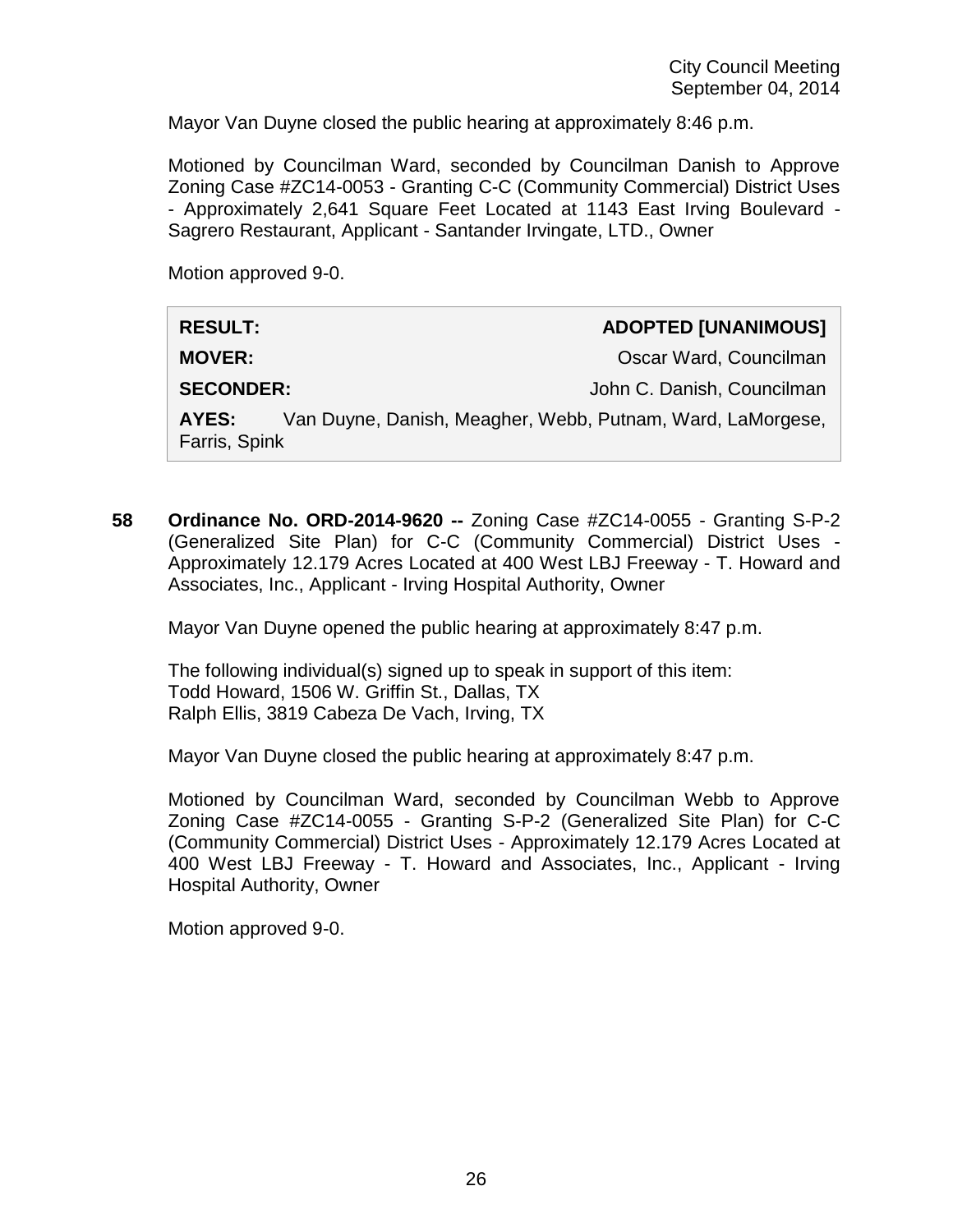Mayor Van Duyne closed the public hearing at approximately 8:46 p.m.

Motioned by Councilman Ward, seconded by Councilman Danish to Approve Zoning Case #ZC14-0053 - Granting C-C (Community Commercial) District Uses - Approximately 2,641 Square Feet Located at 1143 East Irving Boulevard - Sagrero Restaurant, Applicant - Santander Irvingate, LTD., Owner

Motion approved 9-0.

| | |
|---|---|
| **RESULT:** | **ADOPTED [UNANIMOUS]** |
| **MOVER:** | Oscar Ward, Councilman |
| **SECONDER:** | John C. Danish, Councilman |
| **AYES:** | Van Duyne, Danish, Meagher, Webb, Putnam, Ward, LaMorgese, Farris, Spink |

**58 Ordinance No. ORD-2014-9620 --** Zoning Case #ZC14-0055 - Granting S-P-2 (Generalized Site Plan) for C-C (Community Commercial) District Uses - Approximately 12.179 Acres Located at 400 West LBJ Freeway - T. Howard and Associates, Inc., Applicant - Irving Hospital Authority, Owner

Mayor Van Duyne opened the public hearing at approximately 8:47 p.m.

The following individual(s) signed up to speak in support of this item:
Todd Howard, 1506 W. Griffin St., Dallas, TX
Ralph Ellis, 3819 Cabeza De Vach, Irving, TX

Mayor Van Duyne closed the public hearing at approximately 8:47 p.m.

Motioned by Councilman Ward, seconded by Councilman Webb to Approve Zoning Case #ZC14-0055 - Granting S-P-2 (Generalized Site Plan) for C-C (Community Commercial) District Uses - Approximately 12.179 Acres Located at 400 West LBJ Freeway - T. Howard and Associates, Inc., Applicant - Irving Hospital Authority, Owner

Motion approved 9-0.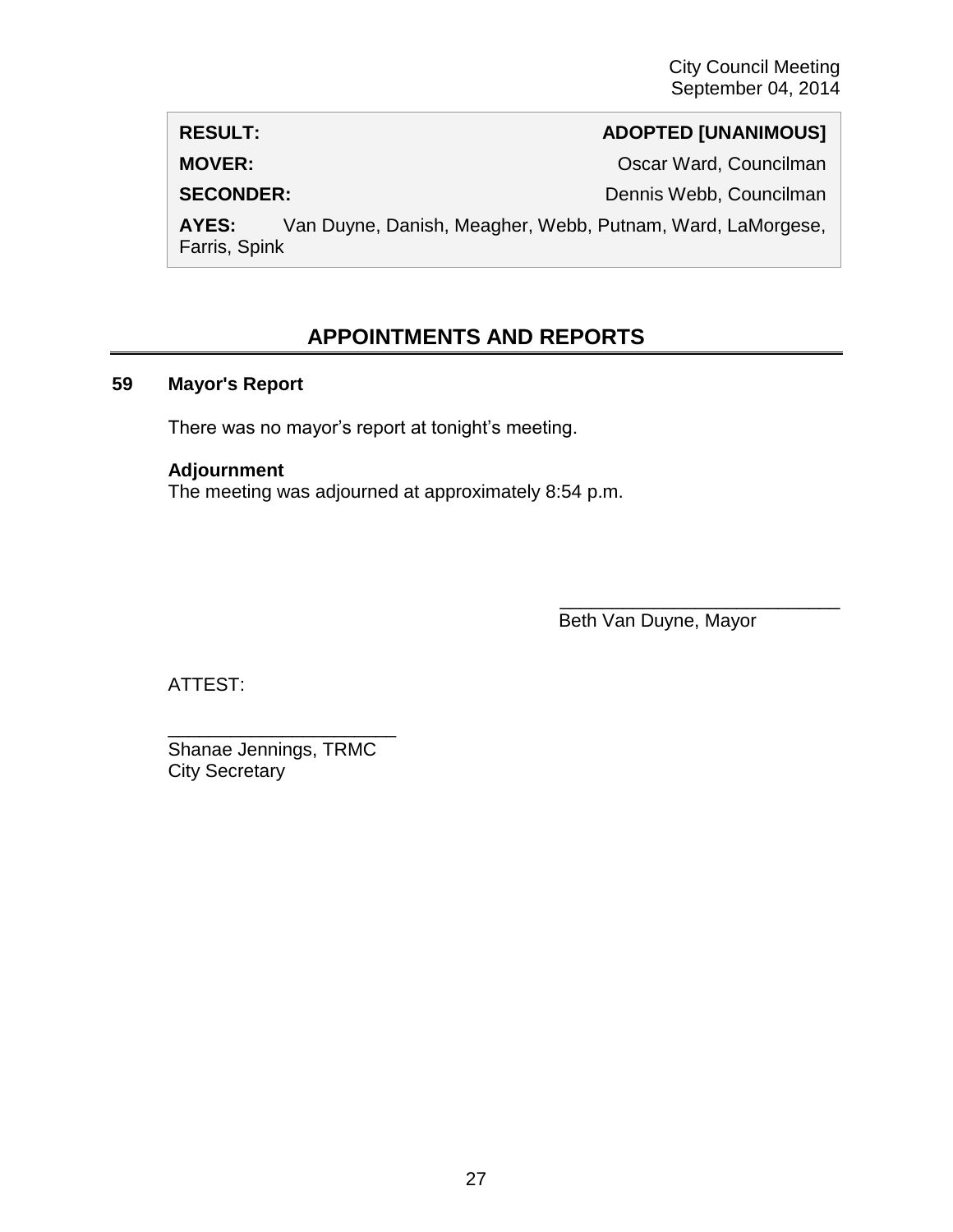| | |
|---|---|
| **RESULT:** | **ADOPTED [UNANIMOUS]** |
| **MOVER:** | Oscar Ward, Councilman |
| **SECONDER:** | Dennis Webb, Councilman |
| **AYES:** | Van Duyne, Danish, Meagher, Webb, Putnam, Ward, LaMorgese, Farris, Spink |

## APPOINTMENTS AND REPORTS

### 59 Mayor's Report

There was no mayor's report at tonight's meeting.

**Adjournment**

The meeting was adjourned at approximately 8:54 p.m.

\_\_\_\_\_\_\_\_\_\_\_\_\_\_\_\_\_\_\_\_\_\_\_\_\_\_\_\_
Beth Van Duyne, Mayor

ATTEST:

\_\_\_\_\_\_\_\_\_\_\_\_\_\_\_\_\_\_\_\_\_\_\_\_\_\_
Shanae Jennings, TRMC
City Secretary